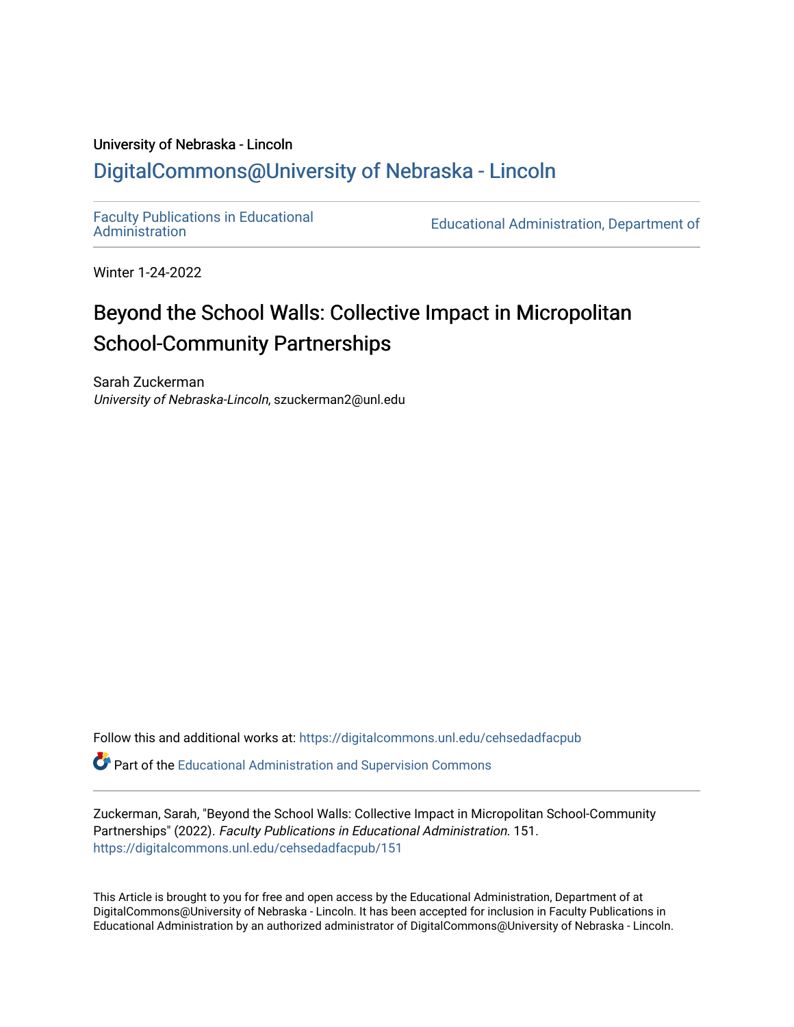University of Nebraska - Lincoln

DigitalCommons@University of Nebraska - Lincoln

Faculty Publications in Educational Administration | Educational Administration, Department of

Winter 1-24-2022

# Beyond the School Walls: Collective Impact in Micropolitan School-Community Partnerships

Sarah Zuckerman
*University of Nebraska-Lincoln*, szuckerman2@unl.edu

Follow this and additional works at: https://digitalcommons.unl.edu/cehsedadfacpub

Part of the Educational Administration and Supervision Commons

Zuckerman, Sarah, "Beyond the School Walls: Collective Impact in Micropolitan School-Community Partnerships" (2022). *Faculty Publications in Educational Administration*. 151.
https://digitalcommons.unl.edu/cehsedadfacpub/151

This Article is brought to you for free and open access by the Educational Administration, Department of at DigitalCommons@University of Nebraska - Lincoln. It has been accepted for inclusion in Faculty Publications in Educational Administration by an authorized administrator of DigitalCommons@University of Nebraska - Lincoln.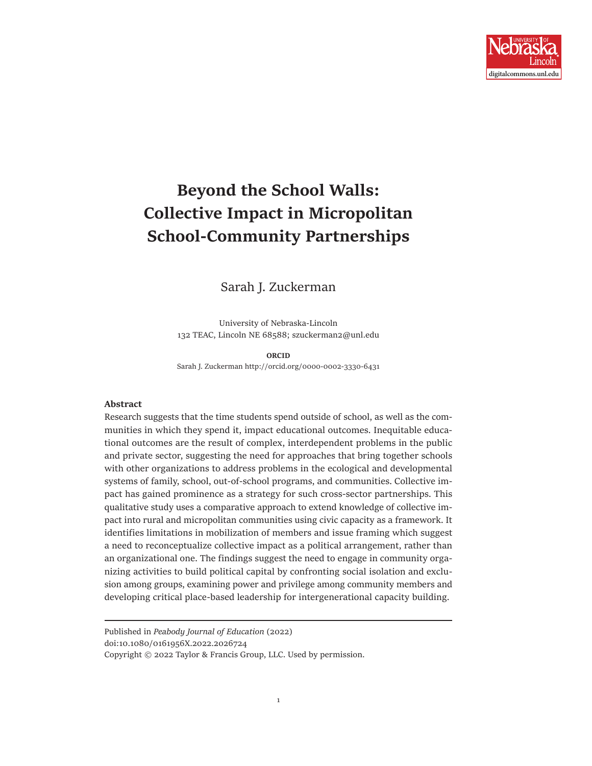# Beyond the School Walls: Collective Impact in Micropolitan School-Community Partnerships

Sarah J. Zuckerman

University of Nebraska-Lincoln
132 TEAC, Lincoln NE 68588; szuckerman2@unl.edu

**ORCID**
Sarah J. Zuckerman http://orcid.org/0000-0002-3330-6431

**Abstract**

Research suggests that the time students spend outside of school, as well as the communities in which they spend it, impact educational outcomes. Inequitable educational outcomes are the result of complex, interdependent problems in the public and private sector, suggesting the need for approaches that bring together schools with other organizations to address problems in the ecological and developmental systems of family, school, out-of-school programs, and communities. Collective impact has gained prominence as a strategy for such cross-sector partnerships. This qualitative study uses a comparative approach to extend knowledge of collective impact into rural and micropolitan communities using civic capacity as a framework. It identifies limitations in mobilization of members and issue framing which suggest a need to reconceptualize collective impact as a political arrangement, rather than an organizational one. The findings suggest the need to engage in community organizing activities to build political capital by confronting social isolation and exclusion among groups, examining power and privilege among community members and developing critical place-based leadership for intergenerational capacity building.

---

Published in *Peabody Journal of Education* (2022)
doi:10.1080/0161956X.2022.2026724
Copyright © 2022 Taylor & Francis Group, LLC. Used by permission.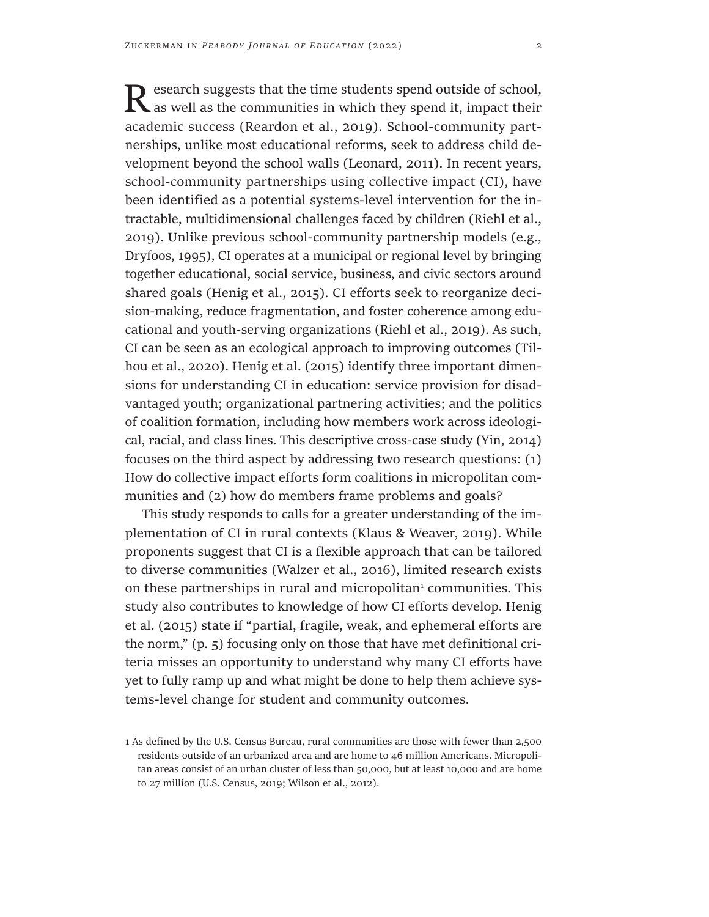Research suggests that the time students spend outside of school, as well as the communities in which they spend it, impact their academic success (Reardon et al., 2019). School-community partnerships, unlike most educational reforms, seek to address child development beyond the school walls (Leonard, 2011). In recent years, school-community partnerships using collective impact (CI), have been identified as a potential systems-level intervention for the intractable, multidimensional challenges faced by children (Riehl et al., 2019). Unlike previous school-community partnership models (e.g., Dryfoos, 1995), CI operates at a municipal or regional level by bringing together educational, social service, business, and civic sectors around shared goals (Henig et al., 2015). CI efforts seek to reorganize decision-making, reduce fragmentation, and foster coherence among educational and youth-serving organizations (Riehl et al., 2019). As such, CI can be seen as an ecological approach to improving outcomes (Tilhou et al., 2020). Henig et al. (2015) identify three important dimensions for understanding CI in education: service provision for disadvantaged youth; organizational partnering activities; and the politics of coalition formation, including how members work across ideological, racial, and class lines. This descriptive cross-case study (Yin, 2014) focuses on the third aspect by addressing two research questions: (1) How do collective impact efforts form coalitions in micropolitan communities and (2) how do members frame problems and goals?

This study responds to calls for a greater understanding of the implementation of CI in rural contexts (Klaus & Weaver, 2019). While proponents suggest that CI is a flexible approach that can be tailored to diverse communities (Walzer et al., 2016), limited research exists on these partnerships in rural and micropolitan[1] communities. This study also contributes to knowledge of how CI efforts develop. Henig et al. (2015) state if "partial, fragile, weak, and ephemeral efforts are the norm," (p. 5) focusing only on those that have met definitional criteria misses an opportunity to understand why many CI efforts have yet to fully ramp up and what might be done to help them achieve systems-level change for student and community outcomes.

1 As defined by the U.S. Census Bureau, rural communities are those with fewer than 2,500 residents outside of an urbanized area and are home to 46 million Americans. Micropolitan areas consist of an urban cluster of less than 50,000, but at least 10,000 and are home to 27 million (U.S. Census, 2019; Wilson et al., 2012).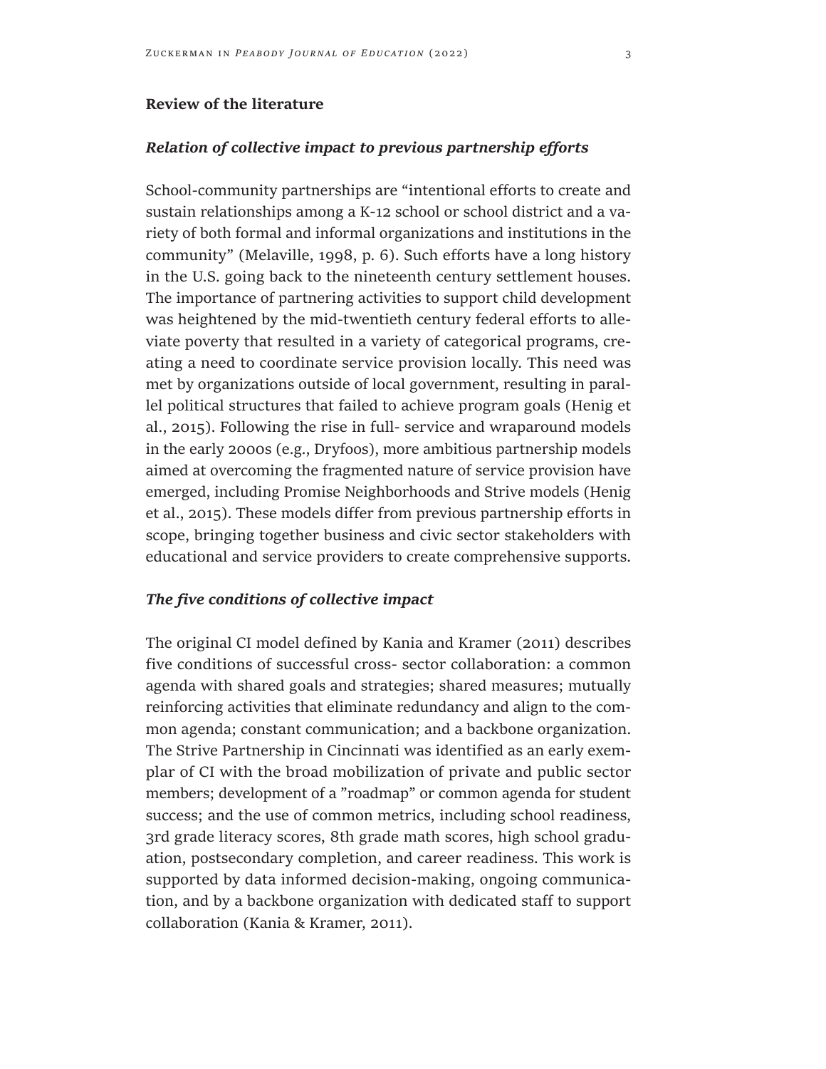## Review of the literature

### *Relation of collective impact to previous partnership efforts*

School-community partnerships are "intentional efforts to create and sustain relationships among a K-12 school or school district and a variety of both formal and informal organizations and institutions in the community" (Melaville, 1998, p. 6). Such efforts have a long history in the U.S. going back to the nineteenth century settlement houses. The importance of partnering activities to support child development was heightened by the mid-twentieth century federal efforts to alleviate poverty that resulted in a variety of categorical programs, creating a need to coordinate service provision locally. This need was met by organizations outside of local government, resulting in parallel political structures that failed to achieve program goals (Henig et al., 2015). Following the rise in full- service and wraparound models in the early 2000s (e.g., Dryfoos), more ambitious partnership models aimed at overcoming the fragmented nature of service provision have emerged, including Promise Neighborhoods and Strive models (Henig et al., 2015). These models differ from previous partnership efforts in scope, bringing together business and civic sector stakeholders with educational and service providers to create comprehensive supports.

### *The five conditions of collective impact*

The original CI model defined by Kania and Kramer (2011) describes five conditions of successful cross- sector collaboration: a common agenda with shared goals and strategies; shared measures; mutually reinforcing activities that eliminate redundancy and align to the common agenda; constant communication; and a backbone organization. The Strive Partnership in Cincinnati was identified as an early exemplar of CI with the broad mobilization of private and public sector members; development of a "roadmap" or common agenda for student success; and the use of common metrics, including school readiness, 3rd grade literacy scores, 8th grade math scores, high school graduation, postsecondary completion, and career readiness. This work is supported by data informed decision-making, ongoing communication, and by a backbone organization with dedicated staff to support collaboration (Kania & Kramer, 2011).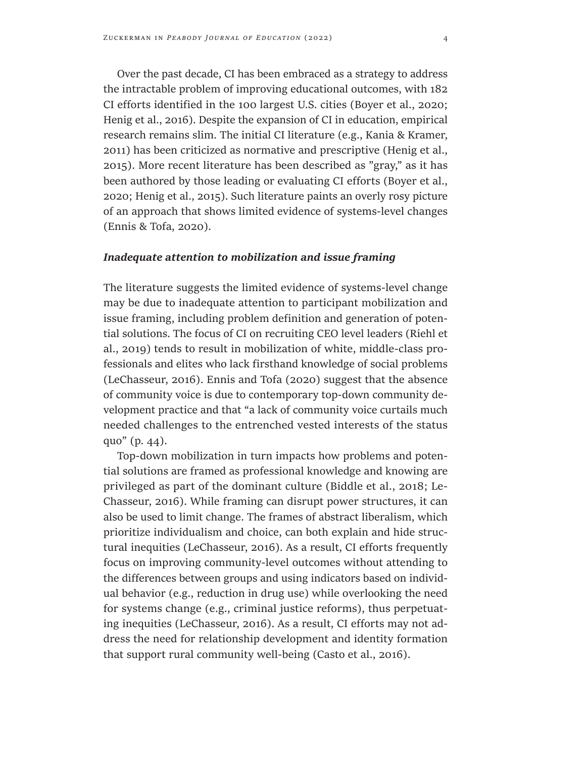Over the past decade, CI has been embraced as a strategy to address the intractable problem of improving educational outcomes, with 182 CI efforts identified in the 100 largest U.S. cities (Boyer et al., 2020; Henig et al., 2016). Despite the expansion of CI in education, empirical research remains slim. The initial CI literature (e.g., Kania & Kramer, 2011) has been criticized as normative and prescriptive (Henig et al., 2015). More recent literature has been described as "gray," as it has been authored by those leading or evaluating CI efforts (Boyer et al., 2020; Henig et al., 2015). Such literature paints an overly rosy picture of an approach that shows limited evidence of systems-level changes (Ennis & Tofa, 2020).

### *Inadequate attention to mobilization and issue framing*

The literature suggests the limited evidence of systems-level change may be due to inadequate attention to participant mobilization and issue framing, including problem definition and generation of potential solutions. The focus of CI on recruiting CEO level leaders (Riehl et al., 2019) tends to result in mobilization of white, middle-class professionals and elites who lack firsthand knowledge of social problems (LeChasseur, 2016). Ennis and Tofa (2020) suggest that the absence of community voice is due to contemporary top-down community development practice and that "a lack of community voice curtails much needed challenges to the entrenched vested interests of the status quo" (p. 44).

Top-down mobilization in turn impacts how problems and potential solutions are framed as professional knowledge and knowing are privileged as part of the dominant culture (Biddle et al., 2018; LeChasseur, 2016). While framing can disrupt power structures, it can also be used to limit change. The frames of abstract liberalism, which prioritize individualism and choice, can both explain and hide structural inequities (LeChasseur, 2016). As a result, CI efforts frequently focus on improving community-level outcomes without attending to the differences between groups and using indicators based on individual behavior (e.g., reduction in drug use) while overlooking the need for systems change (e.g., criminal justice reforms), thus perpetuating inequities (LeChasseur, 2016). As a result, CI efforts may not address the need for relationship development and identity formation that support rural community well-being (Casto et al., 2016).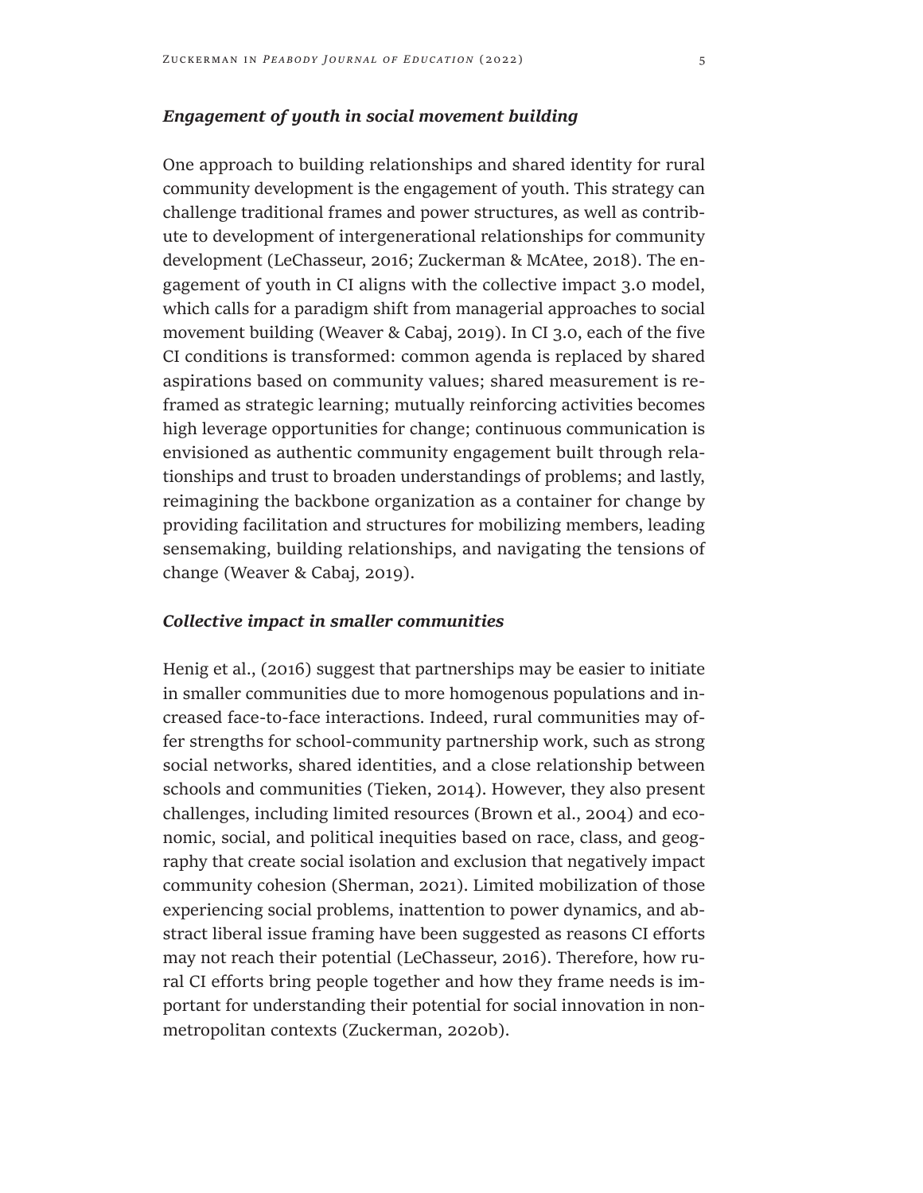### ***Engagement of youth in social movement building***

One approach to building relationships and shared identity for rural community development is the engagement of youth. This strategy can challenge traditional frames and power structures, as well as contribute to development of intergenerational relationships for community development (LeChasseur, 2016; Zuckerman & McAtee, 2018). The engagement of youth in CI aligns with the collective impact 3.0 model, which calls for a paradigm shift from managerial approaches to social movement building (Weaver & Cabaj, 2019). In CI 3.0, each of the five CI conditions is transformed: common agenda is replaced by shared aspirations based on community values; shared measurement is reframed as strategic learning; mutually reinforcing activities becomes high leverage opportunities for change; continuous communication is envisioned as authentic community engagement built through relationships and trust to broaden understandings of problems; and lastly, reimagining the backbone organization as a container for change by providing facilitation and structures for mobilizing members, leading sensemaking, building relationships, and navigating the tensions of change (Weaver & Cabaj, 2019).

### ***Collective impact in smaller communities***

Henig et al., (2016) suggest that partnerships may be easier to initiate in smaller communities due to more homogenous populations and increased face-to-face interactions. Indeed, rural communities may offer strengths for school-community partnership work, such as strong social networks, shared identities, and a close relationship between schools and communities (Tieken, 2014). However, they also present challenges, including limited resources (Brown et al., 2004) and economic, social, and political inequities based on race, class, and geography that create social isolation and exclusion that negatively impact community cohesion (Sherman, 2021). Limited mobilization of those experiencing social problems, inattention to power dynamics, and abstract liberal issue framing have been suggested as reasons CI efforts may not reach their potential (LeChasseur, 2016). Therefore, how rural CI efforts bring people together and how they frame needs is important for understanding their potential for social innovation in nonmetropolitan contexts (Zuckerman, 2020b).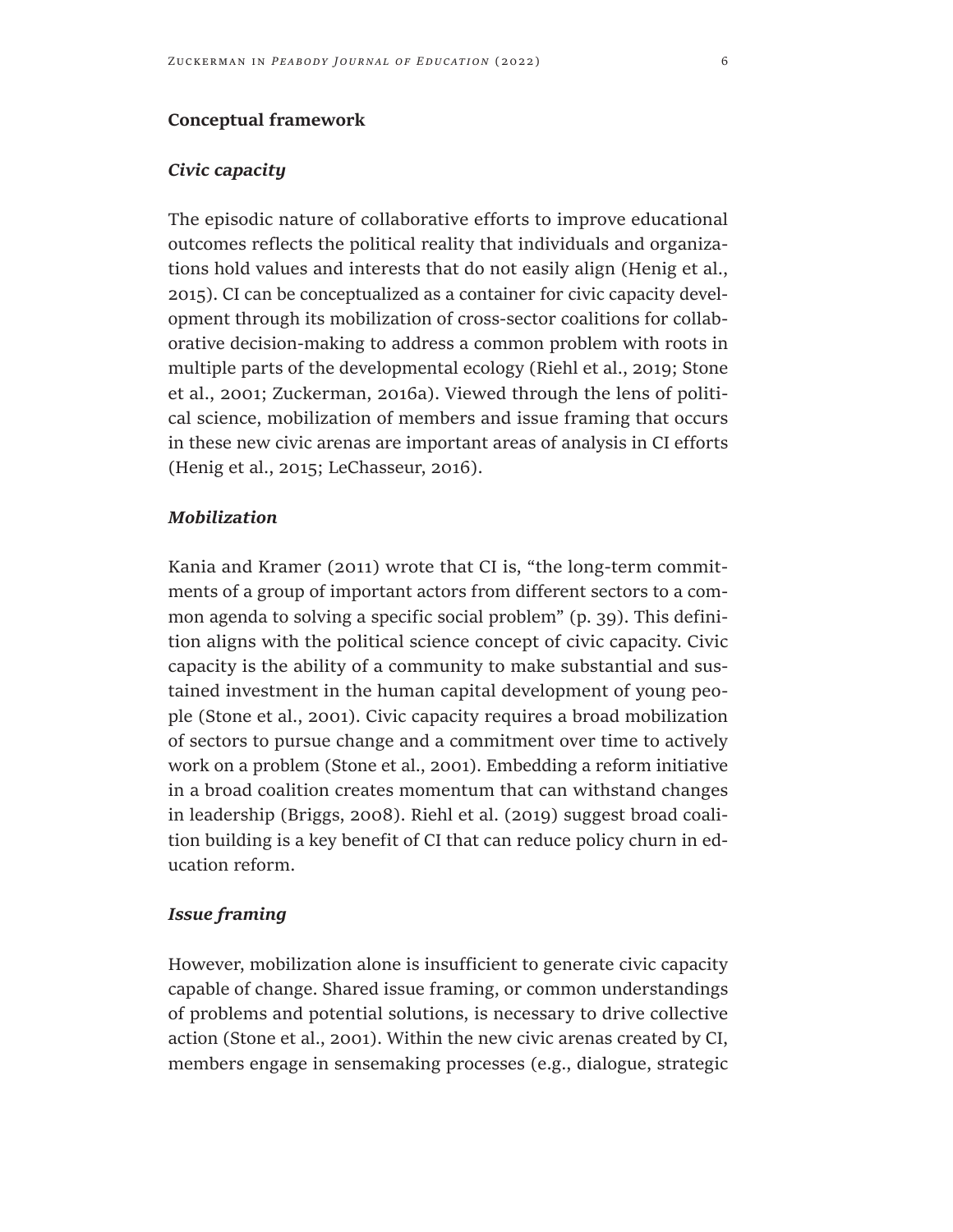## Conceptual framework

### *Civic capacity*

The episodic nature of collaborative efforts to improve educational outcomes reflects the political reality that individuals and organizations hold values and interests that do not easily align (Henig et al., 2015). CI can be conceptualized as a container for civic capacity development through its mobilization of cross-sector coalitions for collaborative decision-making to address a common problem with roots in multiple parts of the developmental ecology (Riehl et al., 2019; Stone et al., 2001; Zuckerman, 2016a). Viewed through the lens of political science, mobilization of members and issue framing that occurs in these new civic arenas are important areas of analysis in CI efforts (Henig et al., 2015; LeChasseur, 2016).

### *Mobilization*

Kania and Kramer (2011) wrote that CI is, "the long-term commitments of a group of important actors from different sectors to a common agenda to solving a specific social problem" (p. 39). This definition aligns with the political science concept of civic capacity. Civic capacity is the ability of a community to make substantial and sustained investment in the human capital development of young people (Stone et al., 2001). Civic capacity requires a broad mobilization of sectors to pursue change and a commitment over time to actively work on a problem (Stone et al., 2001). Embedding a reform initiative in a broad coalition creates momentum that can withstand changes in leadership (Briggs, 2008). Riehl et al. (2019) suggest broad coalition building is a key benefit of CI that can reduce policy churn in education reform.

### *Issue framing*

However, mobilization alone is insufficient to generate civic capacity capable of change. Shared issue framing, or common understandings of problems and potential solutions, is necessary to drive collective action (Stone et al., 2001). Within the new civic arenas created by CI, members engage in sensemaking processes (e.g., dialogue, strategic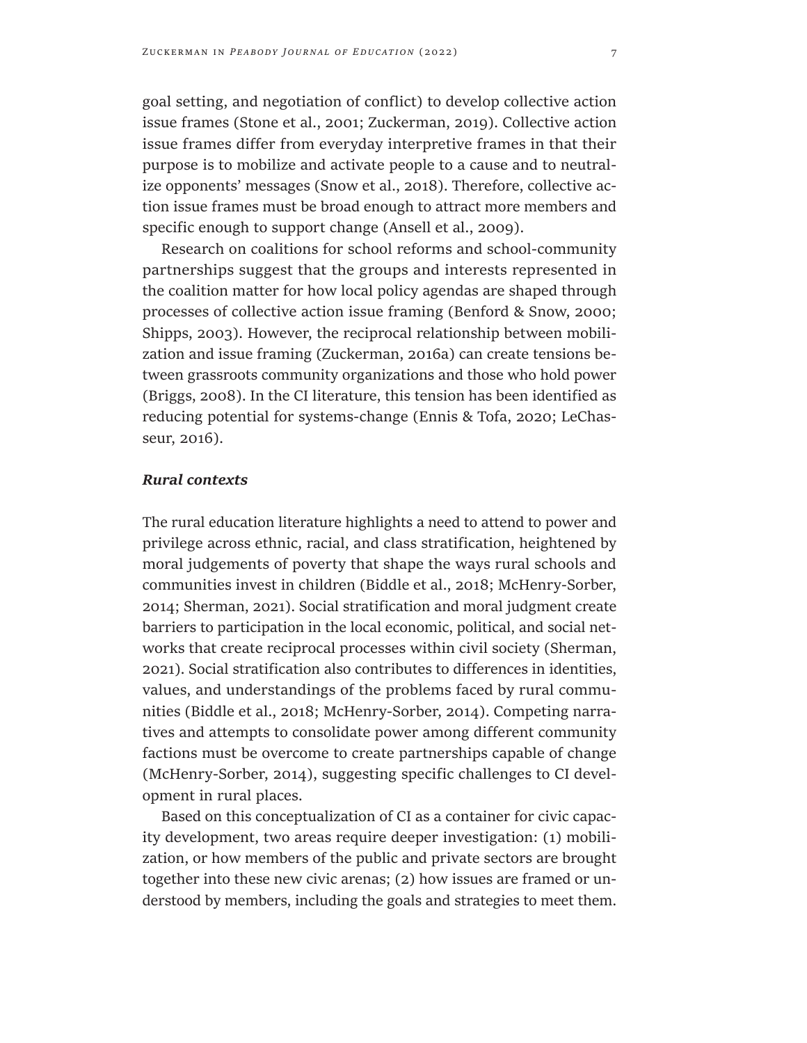goal setting, and negotiation of conflict) to develop collective action issue frames (Stone et al., 2001; Zuckerman, 2019). Collective action issue frames differ from everyday interpretive frames in that their purpose is to mobilize and activate people to a cause and to neutralize opponents' messages (Snow et al., 2018). Therefore, collective action issue frames must be broad enough to attract more members and specific enough to support change (Ansell et al., 2009).

Research on coalitions for school reforms and school-community partnerships suggest that the groups and interests represented in the coalition matter for how local policy agendas are shaped through processes of collective action issue framing (Benford & Snow, 2000; Shipps, 2003). However, the reciprocal relationship between mobilization and issue framing (Zuckerman, 2016a) can create tensions between grassroots community organizations and those who hold power (Briggs, 2008). In the CI literature, this tension has been identified as reducing potential for systems-change (Ennis & Tofa, 2020; LeChasseur, 2016).

### *Rural contexts*

The rural education literature highlights a need to attend to power and privilege across ethnic, racial, and class stratification, heightened by moral judgements of poverty that shape the ways rural schools and communities invest in children (Biddle et al., 2018; McHenry-Sorber, 2014; Sherman, 2021). Social stratification and moral judgment create barriers to participation in the local economic, political, and social networks that create reciprocal processes within civil society (Sherman, 2021). Social stratification also contributes to differences in identities, values, and understandings of the problems faced by rural communities (Biddle et al., 2018; McHenry-Sorber, 2014). Competing narratives and attempts to consolidate power among different community factions must be overcome to create partnerships capable of change (McHenry-Sorber, 2014), suggesting specific challenges to CI development in rural places.

Based on this conceptualization of CI as a container for civic capacity development, two areas require deeper investigation: (1) mobilization, or how members of the public and private sectors are brought together into these new civic arenas; (2) how issues are framed or understood by members, including the goals and strategies to meet them.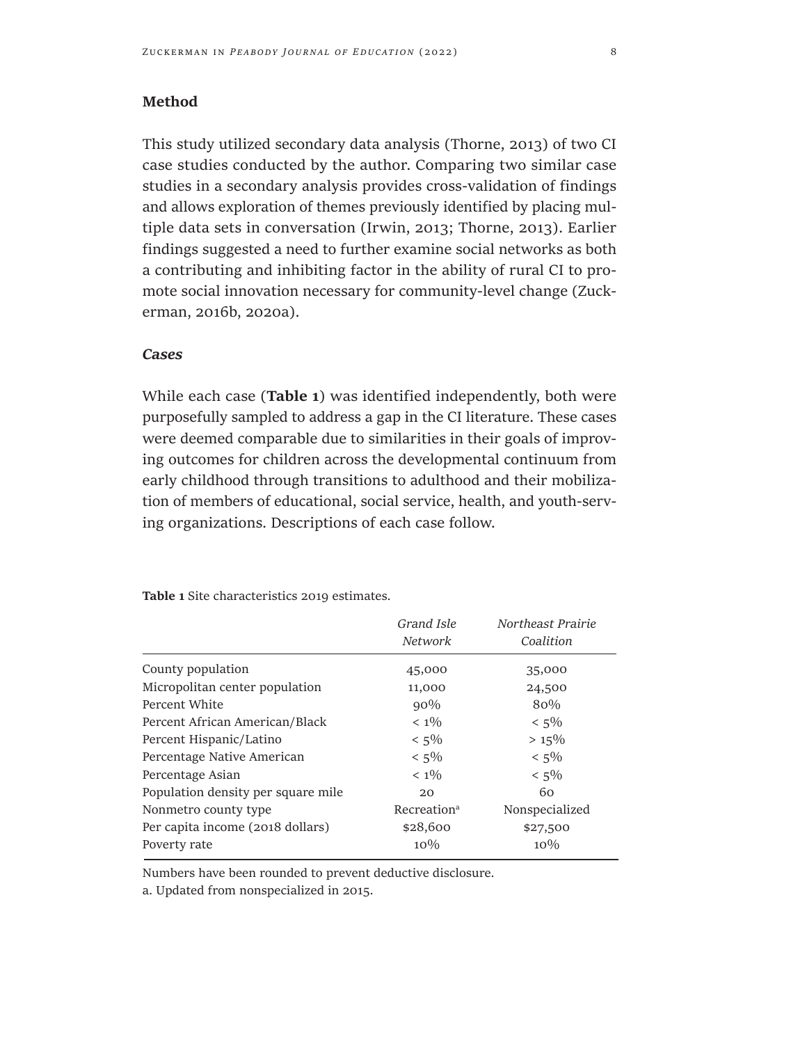## Method

This study utilized secondary data analysis (Thorne, 2013) of two CI case studies conducted by the author. Comparing two similar case studies in a secondary analysis provides cross-validation of findings and allows exploration of themes previously identified by placing multiple data sets in conversation (Irwin, 2013; Thorne, 2013). Earlier findings suggested a need to further examine social networks as both a contributing and inhibiting factor in the ability of rural CI to promote social innovation necessary for community-level change (Zuckerman, 2016b, 2020a).

### *Cases*

While each case (**Table 1**) was identified independently, both were purposefully sampled to address a gap in the CI literature. These cases were deemed comparable due to similarities in their goals of improving outcomes for children across the developmental continuum from early childhood through transitions to adulthood and their mobilization of members of educational, social service, health, and youth-serving organizations. Descriptions of each case follow.

**Table 1** Site characteristics 2019 estimates.

| | *Grand Isle Network* | *Northeast Prairie Coalition* |
|---|---|---|
| County population | 45,000 | 35,000 |
| Micropolitan center population | 11,000 | 24,500 |
| Percent White | 90% | 80% |
| Percent African American/Black | < 1% | < 5% |
| Percent Hispanic/Latino | < 5% | > 15% |
| Percentage Native American | < 5% | < 5% |
| Percentage Asian | < 1% | < 5% |
| Population density per square mile | 20 | 60 |
| Nonmetro county type | Recreation[a] | Nonspecialized |
| Per capita income (2018 dollars) | $28,600 | $27,500 |
| Poverty rate | 10% | 10% |

Numbers have been rounded to prevent deductive disclosure.

a. Updated from nonspecialized in 2015.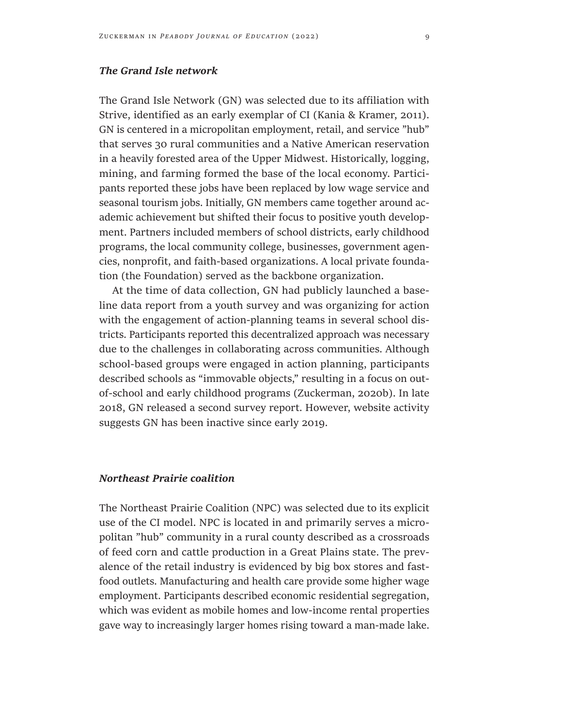### *The Grand Isle network*

The Grand Isle Network (GN) was selected due to its affiliation with Strive, identified as an early exemplar of CI (Kania & Kramer, 2011). GN is centered in a micropolitan employment, retail, and service ”hub” that serves 30 rural communities and a Native American reservation in a heavily forested area of the Upper Midwest. Historically, logging, mining, and farming formed the base of the local economy. Participants reported these jobs have been replaced by low wage service and seasonal tourism jobs. Initially, GN members came together around academic achievement but shifted their focus to positive youth development. Partners included members of school districts, early childhood programs, the local community college, businesses, government agencies, nonprofit, and faith-based organizations. A local private foundation (the Foundation) served as the backbone organization.

At the time of data collection, GN had publicly launched a baseline data report from a youth survey and was organizing for action with the engagement of action-planning teams in several school districts. Participants reported this decentralized approach was necessary due to the challenges in collaborating across communities. Although school-based groups were engaged in action planning, participants described schools as “immovable objects,” resulting in a focus on out-of-school and early childhood programs (Zuckerman, 2020b). In late 2018, GN released a second survey report. However, website activity suggests GN has been inactive since early 2019.

### *Northeast Prairie coalition*

The Northeast Prairie Coalition (NPC) was selected due to its explicit use of the CI model. NPC is located in and primarily serves a micropolitan ”hub” community in a rural county described as a crossroads of feed corn and cattle production in a Great Plains state. The prevalence of the retail industry is evidenced by big box stores and fast-food outlets. Manufacturing and health care provide some higher wage employment. Participants described economic residential segregation, which was evident as mobile homes and low-income rental properties gave way to increasingly larger homes rising toward a man-made lake.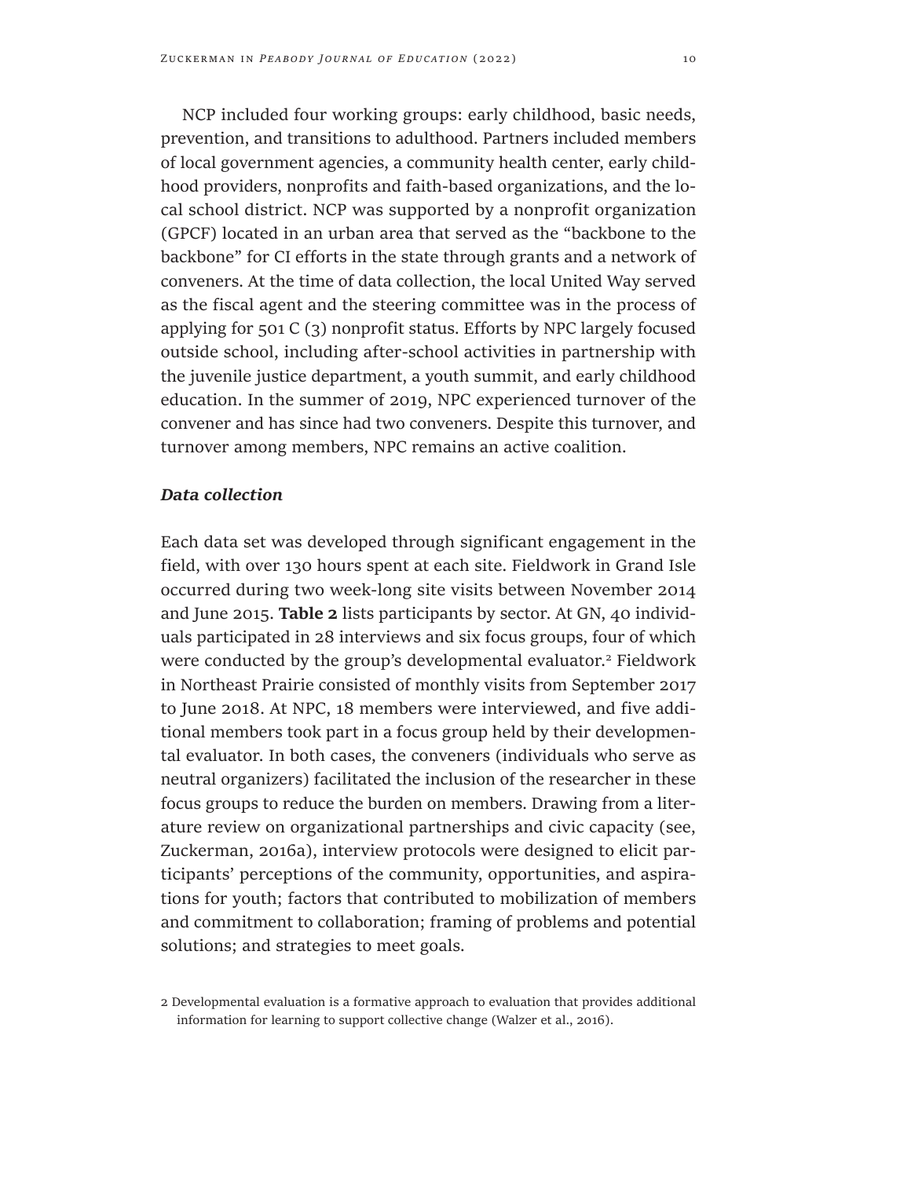NCP included four working groups: early childhood, basic needs, prevention, and transitions to adulthood. Partners included members of local government agencies, a community health center, early childhood providers, nonprofits and faith-based organizations, and the local school district. NCP was supported by a nonprofit organization (GPCF) located in an urban area that served as the "backbone to the backbone" for CI efforts in the state through grants and a network of conveners. At the time of data collection, the local United Way served as the fiscal agent and the steering committee was in the process of applying for 501 C (3) nonprofit status. Efforts by NPC largely focused outside school, including after-school activities in partnership with the juvenile justice department, a youth summit, and early childhood education. In the summer of 2019, NPC experienced turnover of the convener and has since had two conveners. Despite this turnover, and turnover among members, NPC remains an active coalition.

### *Data collection*

Each data set was developed through significant engagement in the field, with over 130 hours spent at each site. Fieldwork in Grand Isle occurred during two week-long site visits between November 2014 and June 2015. **Table 2** lists participants by sector. At GN, 40 individuals participated in 28 interviews and six focus groups, four of which were conducted by the group's developmental evaluator.[2] Fieldwork in Northeast Prairie consisted of monthly visits from September 2017 to June 2018. At NPC, 18 members were interviewed, and five additional members took part in a focus group held by their developmental evaluator. In both cases, the conveners (individuals who serve as neutral organizers) facilitated the inclusion of the researcher in these focus groups to reduce the burden on members. Drawing from a literature review on organizational partnerships and civic capacity (see, Zuckerman, 2016a), interview protocols were designed to elicit participants' perceptions of the community, opportunities, and aspirations for youth; factors that contributed to mobilization of members and commitment to collaboration; framing of problems and potential solutions; and strategies to meet goals.

2 Developmental evaluation is a formative approach to evaluation that provides additional information for learning to support collective change (Walzer et al., 2016).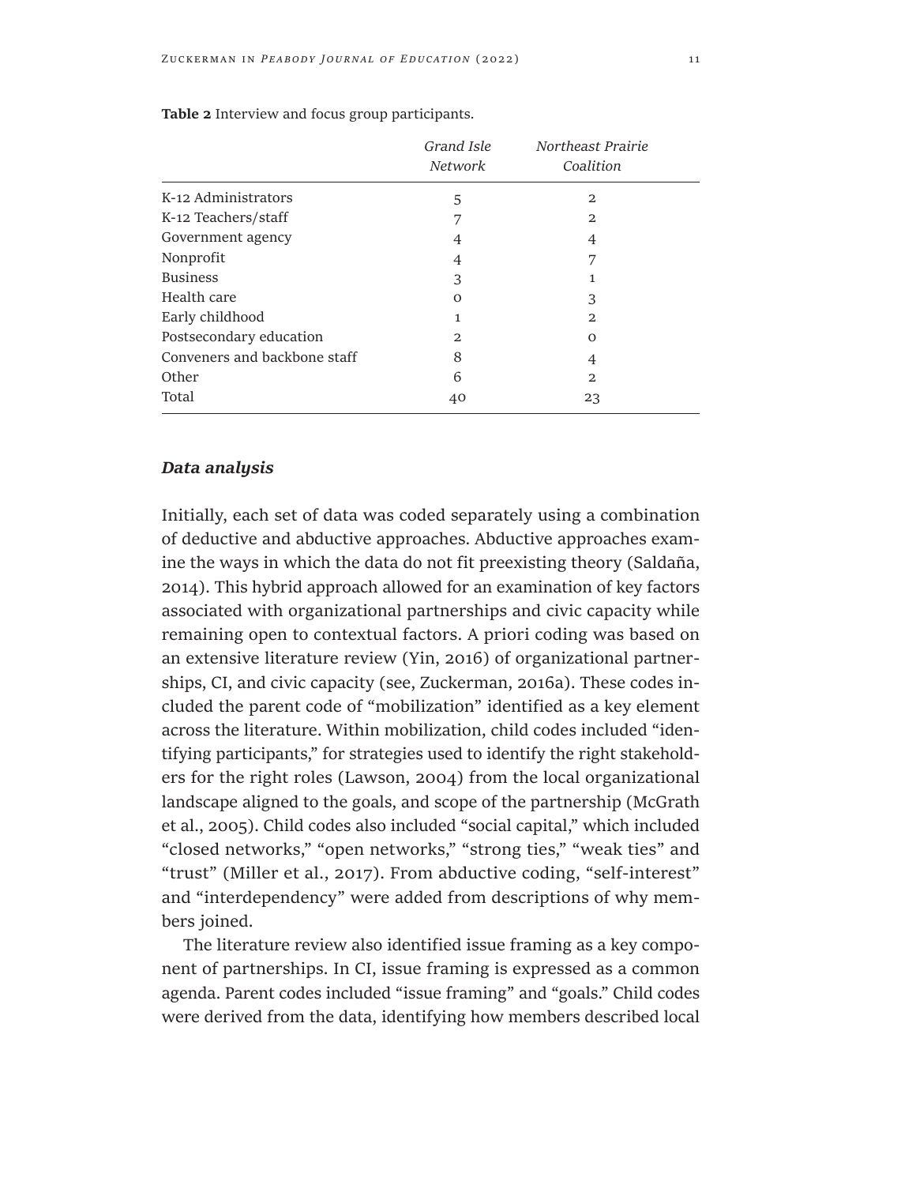**Table 2** Interview and focus group participants.

| | *Grand Isle Network* | *Northeast Prairie Coalition* |
|---|---|---|
| K-12 Administrators | 5 | 2 |
| K-12 Teachers/staff | 7 | 2 |
| Government agency | 4 | 4 |
| Nonprofit | 4 | 7 |
| Business | 3 | 1 |
| Health care | 0 | 3 |
| Early childhood | 1 | 2 |
| Postsecondary education | 2 | 0 |
| Conveners and backbone staff | 8 | 4 |
| Other | 6 | 2 |
| Total | 40 | 23 |

### *Data analysis*

Initially, each set of data was coded separately using a combination of deductive and abductive approaches. Abductive approaches examine the ways in which the data do not fit preexisting theory (Saldaña, 2014). This hybrid approach allowed for an examination of key factors associated with organizational partnerships and civic capacity while remaining open to contextual factors. A priori coding was based on an extensive literature review (Yin, 2016) of organizational partnerships, CI, and civic capacity (see, Zuckerman, 2016a). These codes included the parent code of "mobilization" identified as a key element across the literature. Within mobilization, child codes included "identifying participants," for strategies used to identify the right stakeholders for the right roles (Lawson, 2004) from the local organizational landscape aligned to the goals, and scope of the partnership (McGrath et al., 2005). Child codes also included "social capital," which included "closed networks," "open networks," "strong ties," "weak ties" and "trust" (Miller et al., 2017). From abductive coding, "self-interest" and "interdependency" were added from descriptions of why members joined.

The literature review also identified issue framing as a key component of partnerships. In CI, issue framing is expressed as a common agenda. Parent codes included "issue framing" and "goals." Child codes were derived from the data, identifying how members described local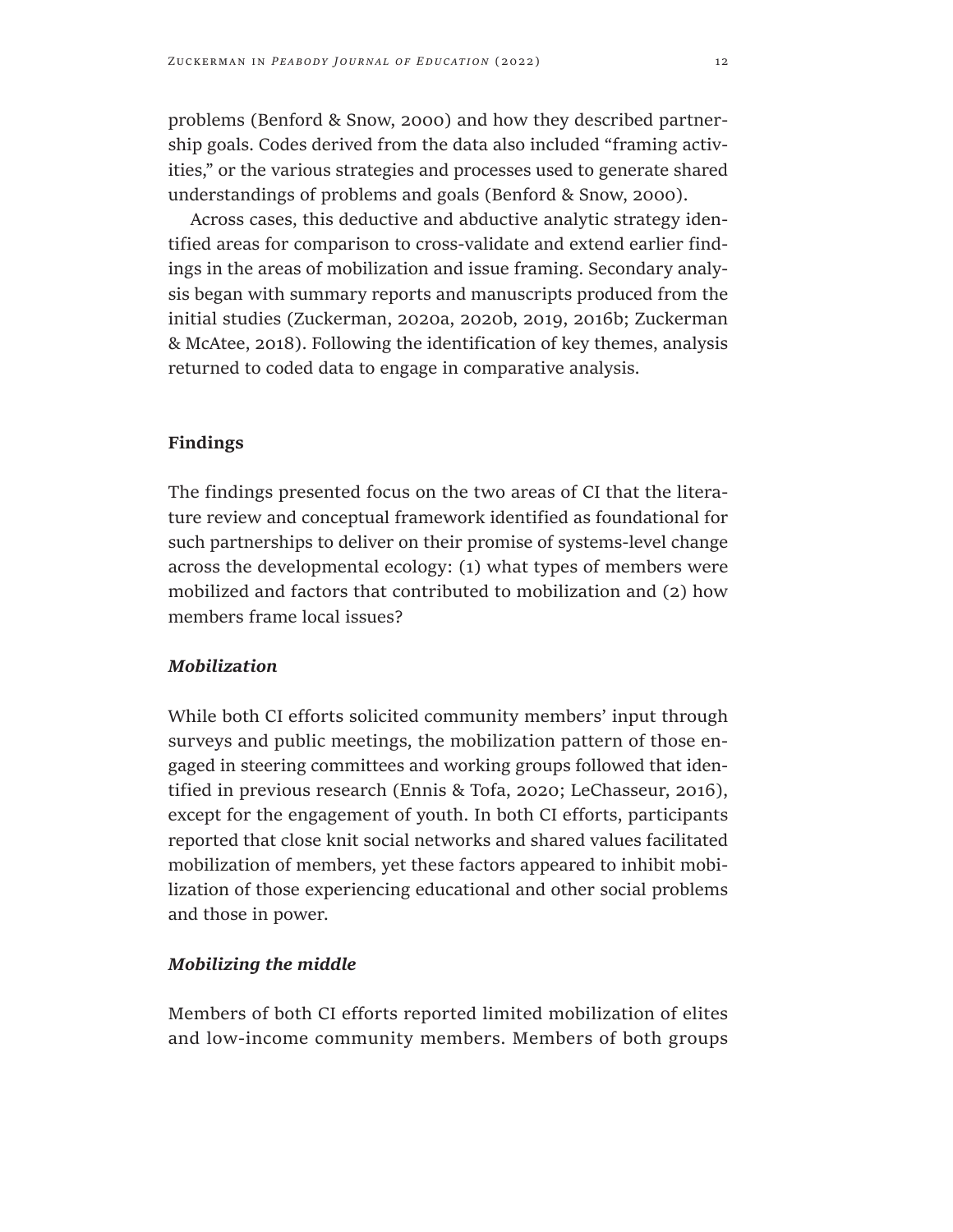problems (Benford & Snow, 2000) and how they described partnership goals. Codes derived from the data also included "framing activities," or the various strategies and processes used to generate shared understandings of problems and goals (Benford & Snow, 2000).

Across cases, this deductive and abductive analytic strategy identified areas for comparison to cross-validate and extend earlier findings in the areas of mobilization and issue framing. Secondary analysis began with summary reports and manuscripts produced from the initial studies (Zuckerman, 2020a, 2020b, 2019, 2016b; Zuckerman & McAtee, 2018). Following the identification of key themes, analysis returned to coded data to engage in comparative analysis.

## Findings

The findings presented focus on the two areas of CI that the literature review and conceptual framework identified as foundational for such partnerships to deliver on their promise of systems-level change across the developmental ecology: (1) what types of members were mobilized and factors that contributed to mobilization and (2) how members frame local issues?

### *Mobilization*

While both CI efforts solicited community members' input through surveys and public meetings, the mobilization pattern of those engaged in steering committees and working groups followed that identified in previous research (Ennis & Tofa, 2020; LeChasseur, 2016), except for the engagement of youth. In both CI efforts, participants reported that close knit social networks and shared values facilitated mobilization of members, yet these factors appeared to inhibit mobilization of those experiencing educational and other social problems and those in power.

### *Mobilizing the middle*

Members of both CI efforts reported limited mobilization of elites and low-income community members. Members of both groups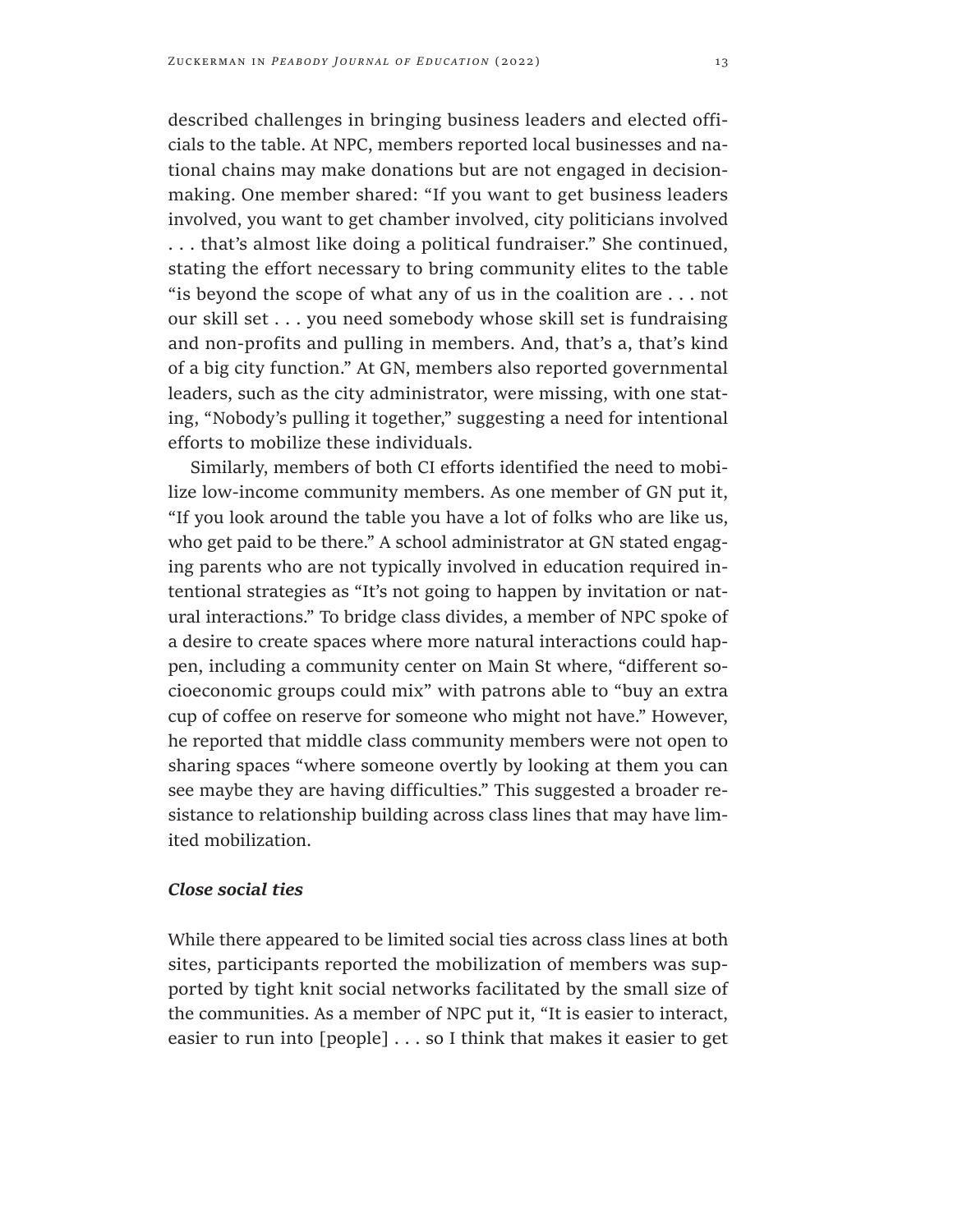described challenges in bringing business leaders and elected officials to the table. At NPC, members reported local businesses and national chains may make donations but are not engaged in decision-making. One member shared: "If you want to get business leaders involved, you want to get chamber involved, city politicians involved . . . that's almost like doing a political fundraiser." She continued, stating the effort necessary to bring community elites to the table "is beyond the scope of what any of us in the coalition are . . . not our skill set . . . you need somebody whose skill set is fundraising and non-profits and pulling in members. And, that's a, that's kind of a big city function." At GN, members also reported governmental leaders, such as the city administrator, were missing, with one stating, "Nobody's pulling it together," suggesting a need for intentional efforts to mobilize these individuals.

Similarly, members of both CI efforts identified the need to mobilize low-income community members. As one member of GN put it, "If you look around the table you have a lot of folks who are like us, who get paid to be there." A school administrator at GN stated engaging parents who are not typically involved in education required intentional strategies as "It's not going to happen by invitation or natural interactions." To bridge class divides, a member of NPC spoke of a desire to create spaces where more natural interactions could happen, including a community center on Main St where, "different socioeconomic groups could mix" with patrons able to "buy an extra cup of coffee on reserve for someone who might not have." However, he reported that middle class community members were not open to sharing spaces "where someone overtly by looking at them you can see maybe they are having difficulties." This suggested a broader resistance to relationship building across class lines that may have limited mobilization.

### *Close social ties*

While there appeared to be limited social ties across class lines at both sites, participants reported the mobilization of members was supported by tight knit social networks facilitated by the small size of the communities. As a member of NPC put it, "It is easier to interact, easier to run into [people] . . . so I think that makes it easier to get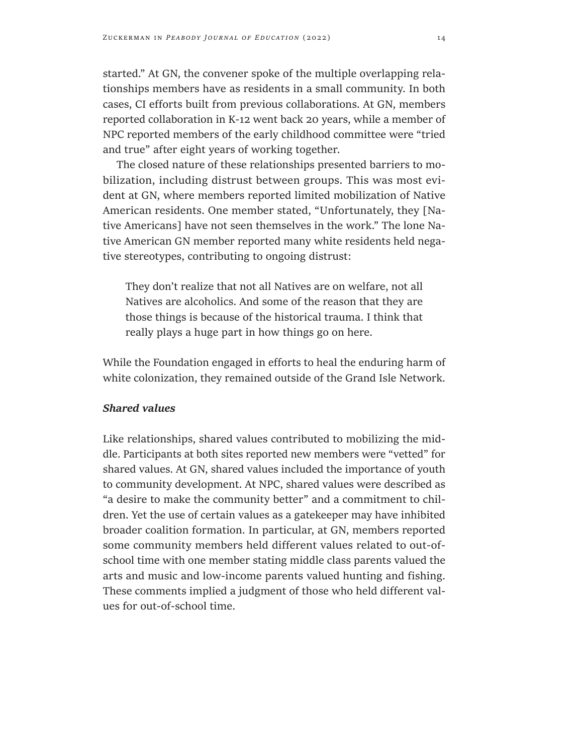started." At GN, the convener spoke of the multiple overlapping relationships members have as residents in a small community. In both cases, CI efforts built from previous collaborations. At GN, members reported collaboration in K-12 went back 20 years, while a member of NPC reported members of the early childhood committee were "tried and true" after eight years of working together.

The closed nature of these relationships presented barriers to mobilization, including distrust between groups. This was most evident at GN, where members reported limited mobilization of Native American residents. One member stated, "Unfortunately, they [Native Americans] have not seen themselves in the work." The lone Native American GN member reported many white residents held negative stereotypes, contributing to ongoing distrust:

> They don't realize that not all Natives are on welfare, not all Natives are alcoholics. And some of the reason that they are those things is because of the historical trauma. I think that really plays a huge part in how things go on here.

While the Foundation engaged in efforts to heal the enduring harm of white colonization, they remained outside of the Grand Isle Network.

### *Shared values*

Like relationships, shared values contributed to mobilizing the middle. Participants at both sites reported new members were "vetted" for shared values. At GN, shared values included the importance of youth to community development. At NPC, shared values were described as "a desire to make the community better" and a commitment to children. Yet the use of certain values as a gatekeeper may have inhibited broader coalition formation. In particular, at GN, members reported some community members held different values related to out-of-school time with one member stating middle class parents valued the arts and music and low-income parents valued hunting and fishing. These comments implied a judgment of those who held different values for out-of-school time.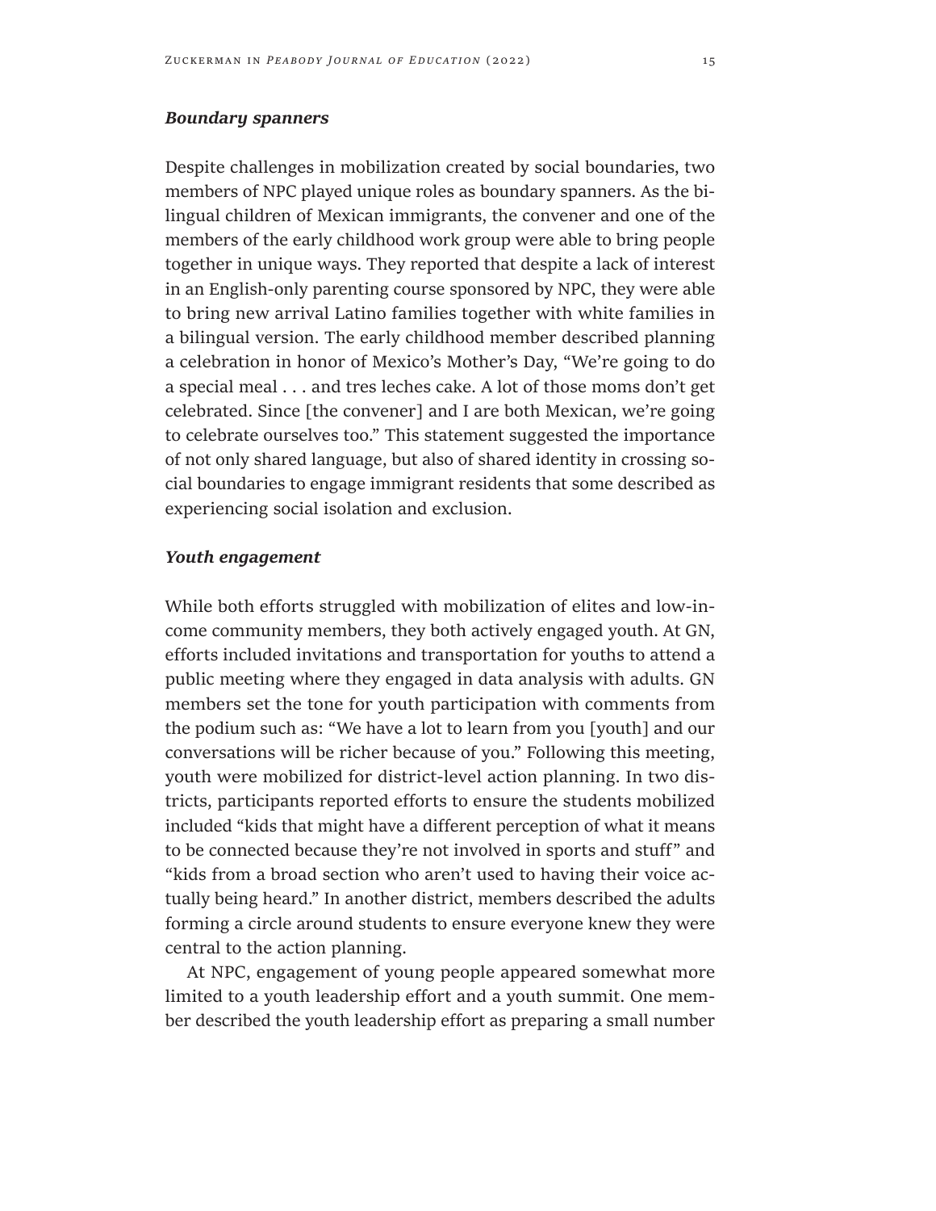***Boundary spanners***

Despite challenges in mobilization created by social boundaries, two members of NPC played unique roles as boundary spanners. As the bilingual children of Mexican immigrants, the convener and one of the members of the early childhood work group were able to bring people together in unique ways. They reported that despite a lack of interest in an English-only parenting course sponsored by NPC, they were able to bring new arrival Latino families together with white families in a bilingual version. The early childhood member described planning a celebration in honor of Mexico's Mother's Day, "We're going to do a special meal . . . and tres leches cake. A lot of those moms don't get celebrated. Since [the convener] and I are both Mexican, we're going to celebrate ourselves too." This statement suggested the importance of not only shared language, but also of shared identity in crossing social boundaries to engage immigrant residents that some described as experiencing social isolation and exclusion.

***Youth engagement***

While both efforts struggled with mobilization of elites and low-income community members, they both actively engaged youth. At GN, efforts included invitations and transportation for youths to attend a public meeting where they engaged in data analysis with adults. GN members set the tone for youth participation with comments from the podium such as: "We have a lot to learn from you [youth] and our conversations will be richer because of you." Following this meeting, youth were mobilized for district-level action planning. In two districts, participants reported efforts to ensure the students mobilized included "kids that might have a different perception of what it means to be connected because they're not involved in sports and stuff" and "kids from a broad section who aren't used to having their voice actually being heard." In another district, members described the adults forming a circle around students to ensure everyone knew they were central to the action planning.

At NPC, engagement of young people appeared somewhat more limited to a youth leadership effort and a youth summit. One member described the youth leadership effort as preparing a small number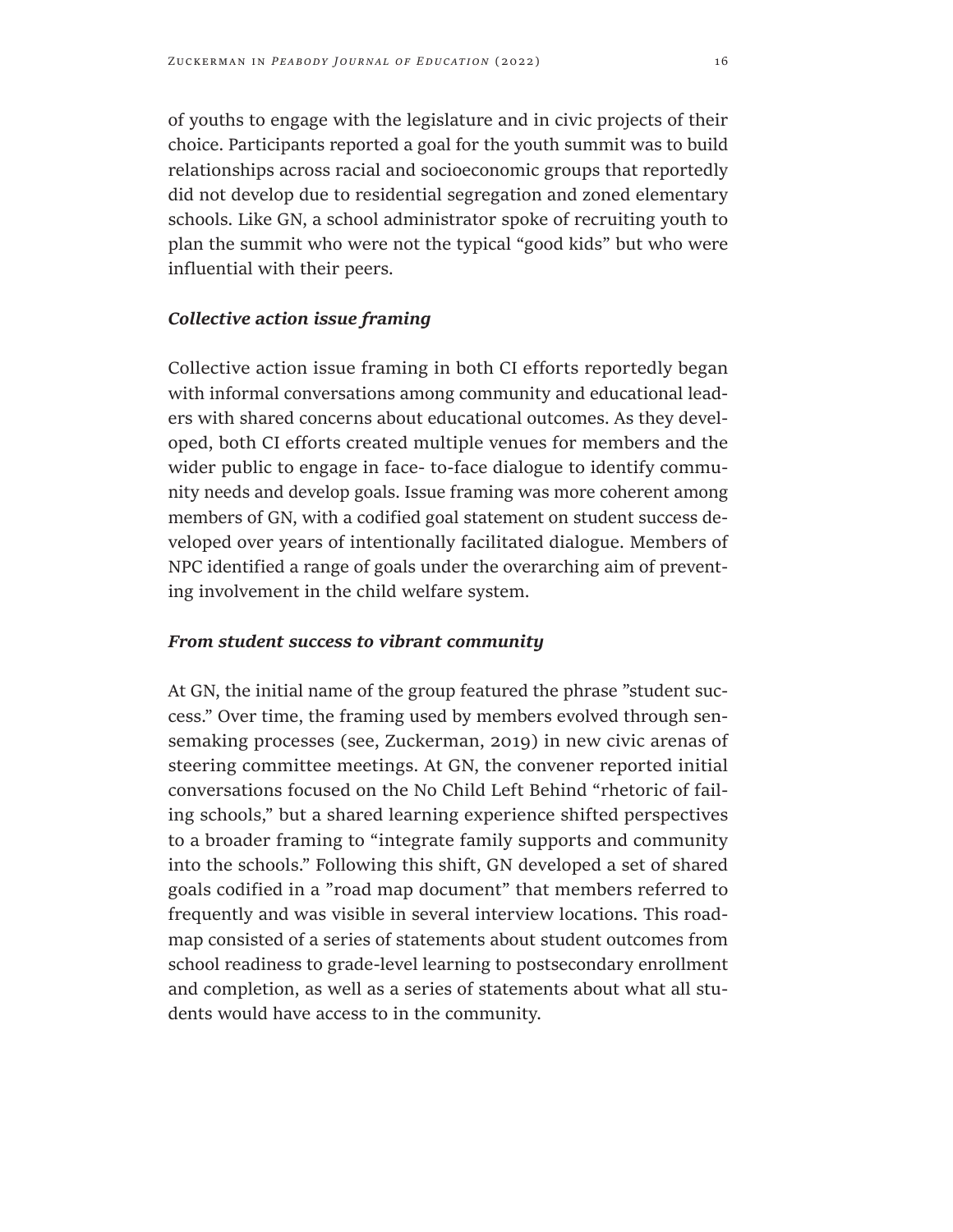of youths to engage with the legislature and in civic projects of their choice. Participants reported a goal for the youth summit was to build relationships across racial and socioeconomic groups that reportedly did not develop due to residential segregation and zoned elementary schools. Like GN, a school administrator spoke of recruiting youth to plan the summit who were not the typical "good kids" but who were influential with their peers.

### *Collective action issue framing*

Collective action issue framing in both CI efforts reportedly began with informal conversations among community and educational leaders with shared concerns about educational outcomes. As they developed, both CI efforts created multiple venues for members and the wider public to engage in face- to-face dialogue to identify community needs and develop goals. Issue framing was more coherent among members of GN, with a codified goal statement on student success developed over years of intentionally facilitated dialogue. Members of NPC identified a range of goals under the overarching aim of preventing involvement in the child welfare system.

### *From student success to vibrant community*

At GN, the initial name of the group featured the phrase "student success." Over time, the framing used by members evolved through sensemaking processes (see, Zuckerman, 2019) in new civic arenas of steering committee meetings. At GN, the convener reported initial conversations focused on the No Child Left Behind "rhetoric of failing schools," but a shared learning experience shifted perspectives to a broader framing to "integrate family supports and community into the schools." Following this shift, GN developed a set of shared goals codified in a "road map document" that members referred to frequently and was visible in several interview locations. This roadmap consisted of a series of statements about student outcomes from school readiness to grade-level learning to postsecondary enrollment and completion, as well as a series of statements about what all students would have access to in the community.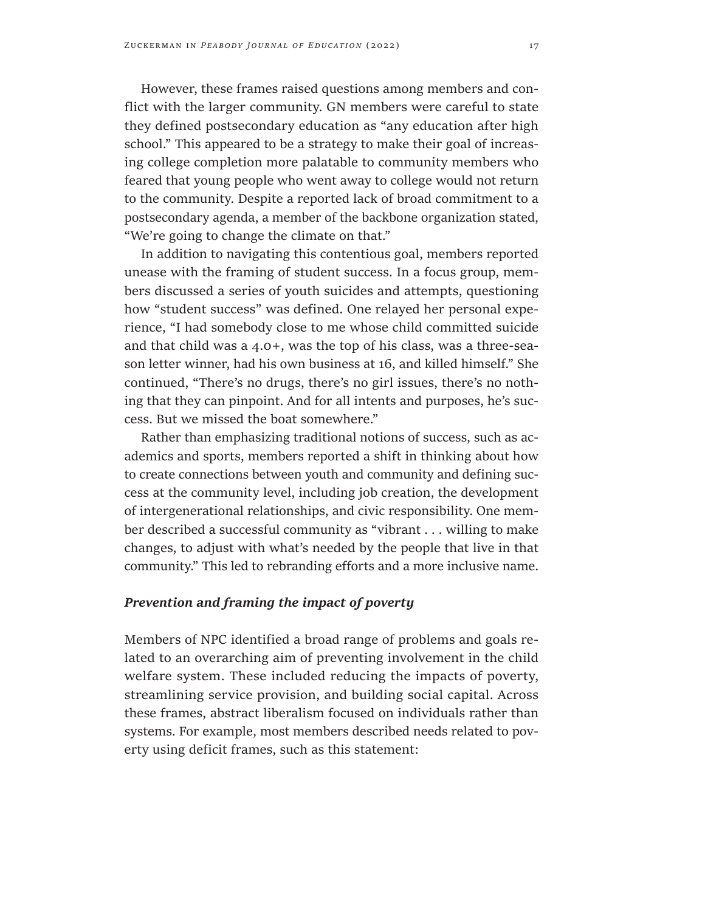However, these frames raised questions among members and conflict with the larger community. GN members were careful to state they defined postsecondary education as "any education after high school." This appeared to be a strategy to make their goal of increasing college completion more palatable to community members who feared that young people who went away to college would not return to the community. Despite a reported lack of broad commitment to a postsecondary agenda, a member of the backbone organization stated, "We're going to change the climate on that."

In addition to navigating this contentious goal, members reported unease with the framing of student success. In a focus group, members discussed a series of youth suicides and attempts, questioning how "student success" was defined. One relayed her personal experience, "I had somebody close to me whose child committed suicide and that child was a 4.0+, was the top of his class, was a three-season letter winner, had his own business at 16, and killed himself." She continued, "There's no drugs, there's no girl issues, there's no nothing that they can pinpoint. And for all intents and purposes, he's success. But we missed the boat somewhere."

Rather than emphasizing traditional notions of success, such as academics and sports, members reported a shift in thinking about how to create connections between youth and community and defining success at the community level, including job creation, the development of intergenerational relationships, and civic responsibility. One member described a successful community as "vibrant . . . willing to make changes, to adjust with what's needed by the people that live in that community." This led to rebranding efforts and a more inclusive name.

### ***Prevention and framing the impact of poverty***

Members of NPC identified a broad range of problems and goals related to an overarching aim of preventing involvement in the child welfare system. These included reducing the impacts of poverty, streamlining service provision, and building social capital. Across these frames, abstract liberalism focused on individuals rather than systems. For example, most members described needs related to poverty using deficit frames, such as this statement: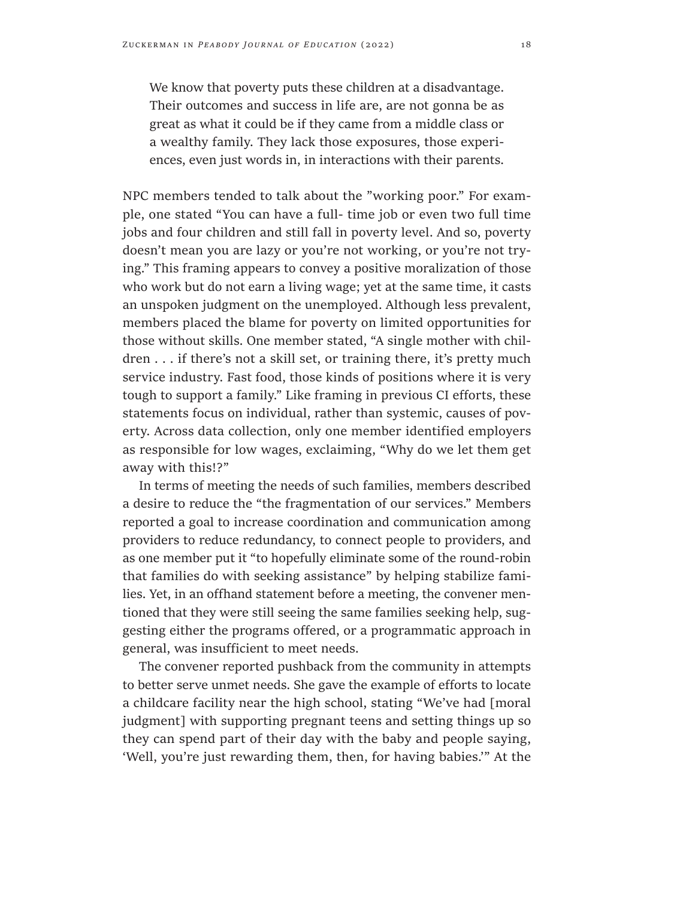> We know that poverty puts these children at a disadvantage. Their outcomes and success in life are, are not gonna be as great as what it could be if they came from a middle class or a wealthy family. They lack those exposures, those experiences, even just words in, in interactions with their parents.

NPC members tended to talk about the ”working poor.” For example, one stated “You can have a full- time job or even two full time jobs and four children and still fall in poverty level. And so, poverty doesn’t mean you are lazy or you’re not working, or you’re not trying.” This framing appears to convey a positive moralization of those who work but do not earn a living wage; yet at the same time, it casts an unspoken judgment on the unemployed. Although less prevalent, members placed the blame for poverty on limited opportunities for those without skills. One member stated, “A single mother with children . . . if there’s not a skill set, or training there, it’s pretty much service industry. Fast food, those kinds of positions where it is very tough to support a family.” Like framing in previous CI efforts, these statements focus on individual, rather than systemic, causes of poverty. Across data collection, only one member identified employers as responsible for low wages, exclaiming, “Why do we let them get away with this!?”

In terms of meeting the needs of such families, members described a desire to reduce the “the fragmentation of our services.” Members reported a goal to increase coordination and communication among providers to reduce redundancy, to connect people to providers, and as one member put it “to hopefully eliminate some of the round-robin that families do with seeking assistance” by helping stabilize families. Yet, in an offhand statement before a meeting, the convener mentioned that they were still seeing the same families seeking help, suggesting either the programs offered, or a programmatic approach in general, was insufficient to meet needs.

The convener reported pushback from the community in attempts to better serve unmet needs. She gave the example of efforts to locate a childcare facility near the high school, stating “We’ve had [moral judgment] with supporting pregnant teens and setting things up so they can spend part of their day with the baby and people saying, ‘Well, you’re just rewarding them, then, for having babies.’” At the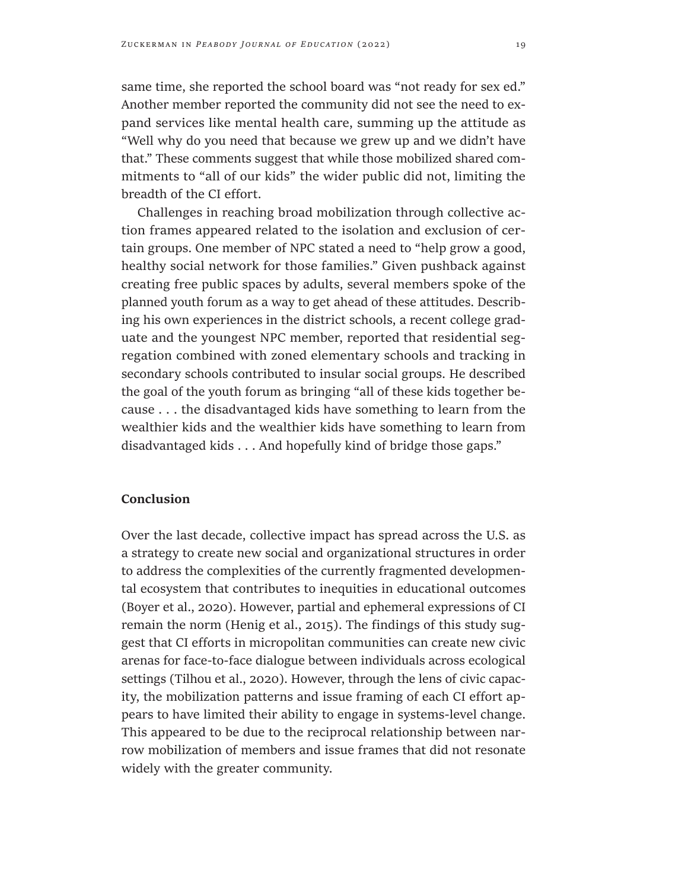same time, she reported the school board was "not ready for sex ed." Another member reported the community did not see the need to expand services like mental health care, summing up the attitude as "Well why do you need that because we grew up and we didn't have that." These comments suggest that while those mobilized shared commitments to "all of our kids" the wider public did not, limiting the breadth of the CI effort.

Challenges in reaching broad mobilization through collective action frames appeared related to the isolation and exclusion of certain groups. One member of NPC stated a need to "help grow a good, healthy social network for those families." Given pushback against creating free public spaces by adults, several members spoke of the planned youth forum as a way to get ahead of these attitudes. Describing his own experiences in the district schools, a recent college graduate and the youngest NPC member, reported that residential segregation combined with zoned elementary schools and tracking in secondary schools contributed to insular social groups. He described the goal of the youth forum as bringing "all of these kids together because . . . the disadvantaged kids have something to learn from the wealthier kids and the wealthier kids have something to learn from disadvantaged kids . . . And hopefully kind of bridge those gaps."

## Conclusion

Over the last decade, collective impact has spread across the U.S. as a strategy to create new social and organizational structures in order to address the complexities of the currently fragmented developmental ecosystem that contributes to inequities in educational outcomes (Boyer et al., 2020). However, partial and ephemeral expressions of CI remain the norm (Henig et al., 2015). The findings of this study suggest that CI efforts in micropolitan communities can create new civic arenas for face-to-face dialogue between individuals across ecological settings (Tilhou et al., 2020). However, through the lens of civic capacity, the mobilization patterns and issue framing of each CI effort appears to have limited their ability to engage in systems-level change. This appeared to be due to the reciprocal relationship between narrow mobilization of members and issue frames that did not resonate widely with the greater community.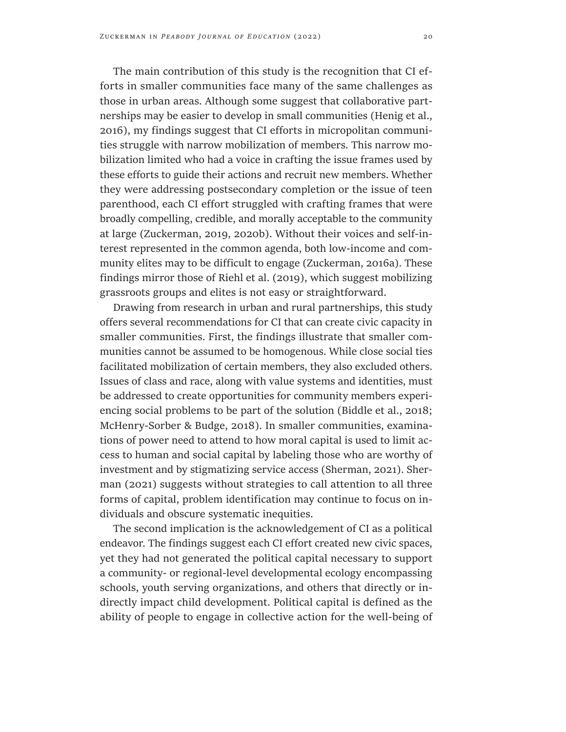The main contribution of this study is the recognition that CI efforts in smaller communities face many of the same challenges as those in urban areas. Although some suggest that collaborative partnerships may be easier to develop in small communities (Henig et al., 2016), my findings suggest that CI efforts in micropolitan communities struggle with narrow mobilization of members. This narrow mobilization limited who had a voice in crafting the issue frames used by these efforts to guide their actions and recruit new members. Whether they were addressing postsecondary completion or the issue of teen parenthood, each CI effort struggled with crafting frames that were broadly compelling, credible, and morally acceptable to the community at large (Zuckerman, 2019, 2020b). Without their voices and self-interest represented in the common agenda, both low-income and community elites may to be difficult to engage (Zuckerman, 2016a). These findings mirror those of Riehl et al. (2019), which suggest mobilizing grassroots groups and elites is not easy or straightforward.

Drawing from research in urban and rural partnerships, this study offers several recommendations for CI that can create civic capacity in smaller communities. First, the findings illustrate that smaller communities cannot be assumed to be homogenous. While close social ties facilitated mobilization of certain members, they also excluded others. Issues of class and race, along with value systems and identities, must be addressed to create opportunities for community members experiencing social problems to be part of the solution (Biddle et al., 2018; McHenry-Sorber & Budge, 2018). In smaller communities, examinations of power need to attend to how moral capital is used to limit access to human and social capital by labeling those who are worthy of investment and by stigmatizing service access (Sherman, 2021). Sherman (2021) suggests without strategies to call attention to all three forms of capital, problem identification may continue to focus on individuals and obscure systematic inequities.

The second implication is the acknowledgement of CI as a political endeavor. The findings suggest each CI effort created new civic spaces, yet they had not generated the political capital necessary to support a community- or regional-level developmental ecology encompassing schools, youth serving organizations, and others that directly or indirectly impact child development. Political capital is defined as the ability of people to engage in collective action for the well-being of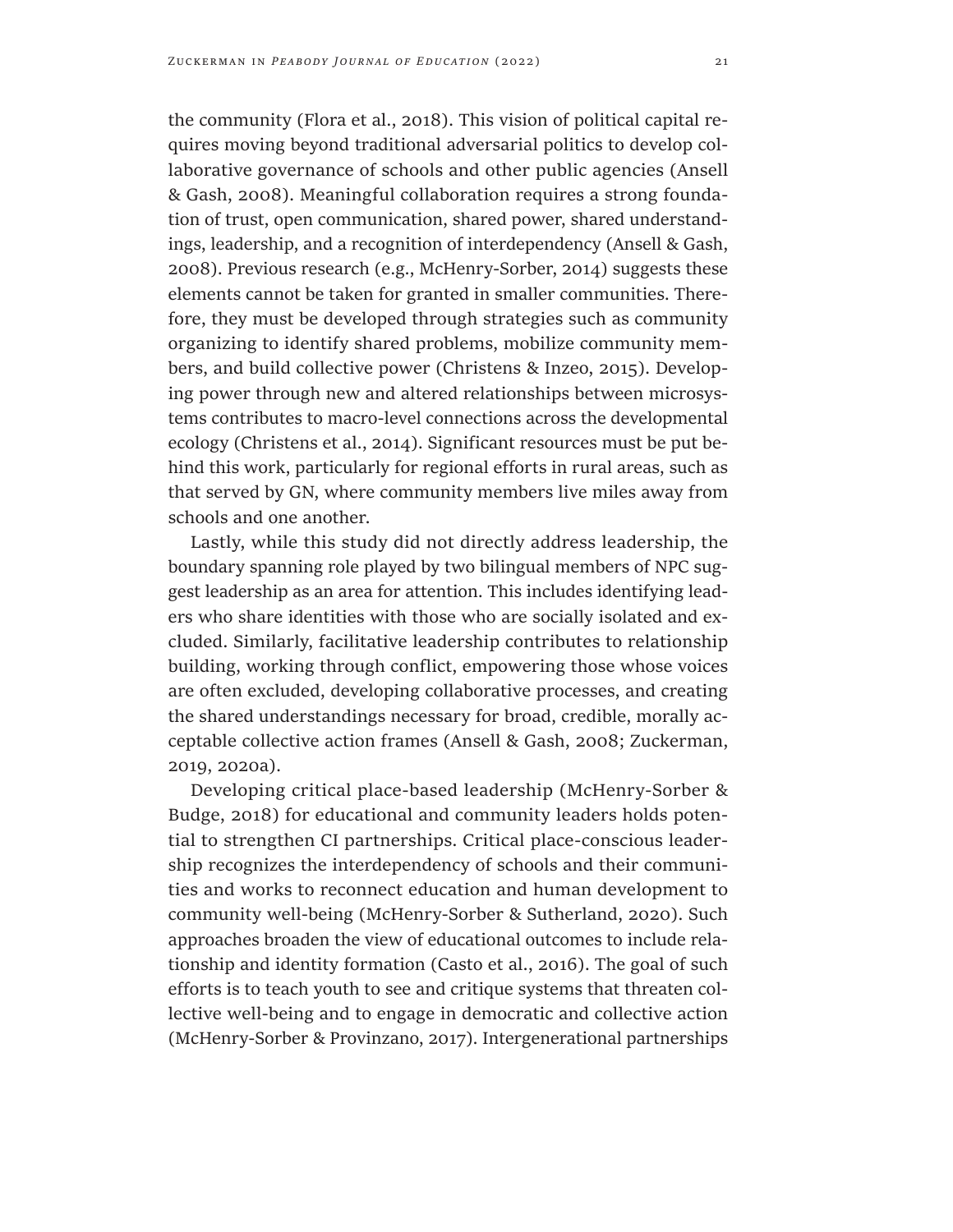the community (Flora et al., 2018). This vision of political capital requires moving beyond traditional adversarial politics to develop collaborative governance of schools and other public agencies (Ansell & Gash, 2008). Meaningful collaboration requires a strong foundation of trust, open communication, shared power, shared understandings, leadership, and a recognition of interdependency (Ansell & Gash, 2008). Previous research (e.g., McHenry-Sorber, 2014) suggests these elements cannot be taken for granted in smaller communities. Therefore, they must be developed through strategies such as community organizing to identify shared problems, mobilize community members, and build collective power (Christens & Inzeo, 2015). Developing power through new and altered relationships between microsystems contributes to macro-level connections across the developmental ecology (Christens et al., 2014). Significant resources must be put behind this work, particularly for regional efforts in rural areas, such as that served by GN, where community members live miles away from schools and one another.

Lastly, while this study did not directly address leadership, the boundary spanning role played by two bilingual members of NPC suggest leadership as an area for attention. This includes identifying leaders who share identities with those who are socially isolated and excluded. Similarly, facilitative leadership contributes to relationship building, working through conflict, empowering those whose voices are often excluded, developing collaborative processes, and creating the shared understandings necessary for broad, credible, morally acceptable collective action frames (Ansell & Gash, 2008; Zuckerman, 2019, 2020a).

Developing critical place-based leadership (McHenry-Sorber & Budge, 2018) for educational and community leaders holds potential to strengthen CI partnerships. Critical place-conscious leadership recognizes the interdependency of schools and their communities and works to reconnect education and human development to community well-being (McHenry-Sorber & Sutherland, 2020). Such approaches broaden the view of educational outcomes to include relationship and identity formation (Casto et al., 2016). The goal of such efforts is to teach youth to see and critique systems that threaten collective well-being and to engage in democratic and collective action (McHenry-Sorber & Provinzano, 2017). Intergenerational partnerships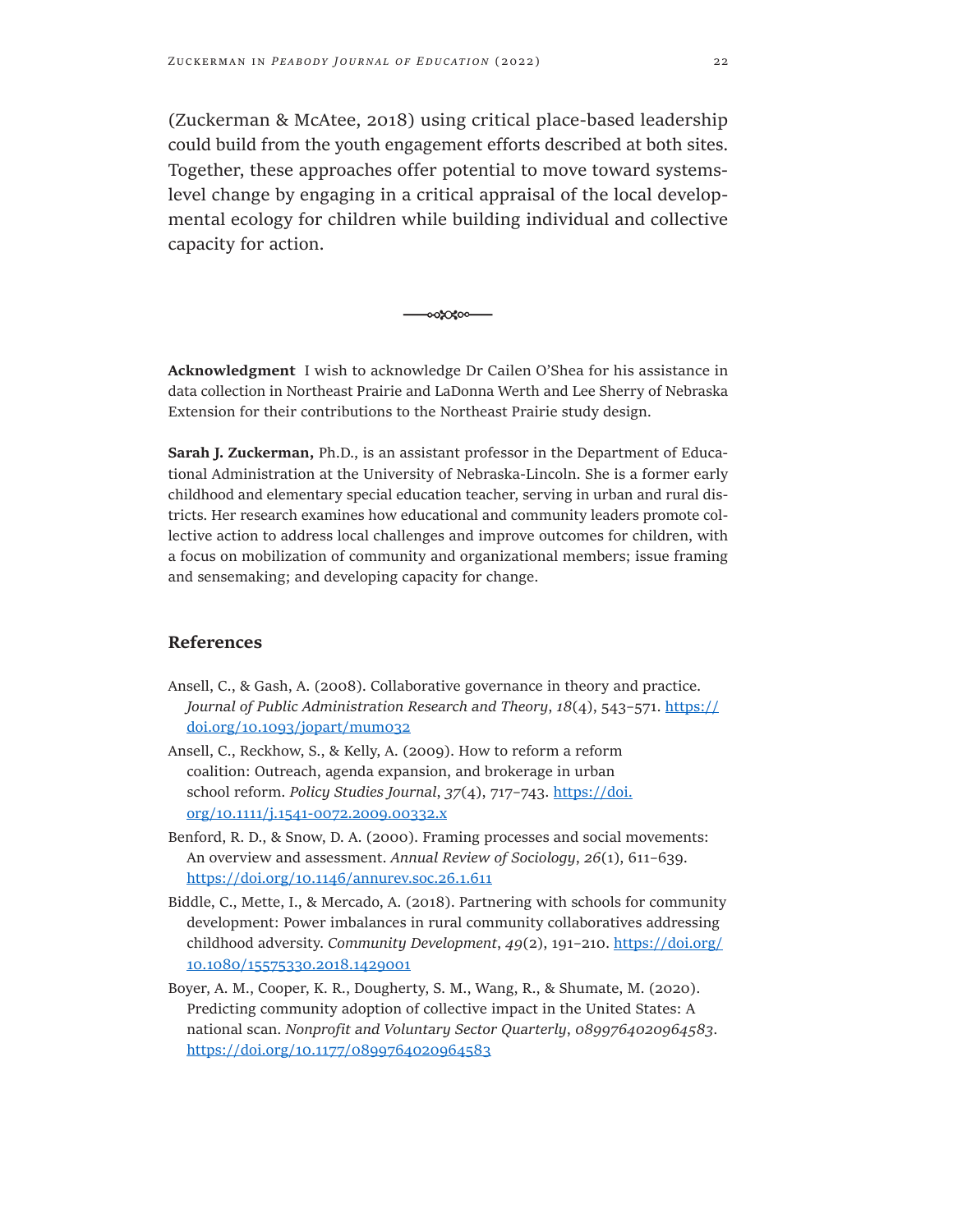(Zuckerman & McAtee, 2018) using critical place-based leadership could build from the youth engagement efforts described at both sites. Together, these approaches offer potential to move toward systems-level change by engaging in a critical appraisal of the local developmental ecology for children while building individual and collective capacity for action.

**Acknowledgment** I wish to acknowledge Dr Cailen O'Shea for his assistance in data collection in Northeast Prairie and LaDonna Werth and Lee Sherry of Nebraska Extension for their contributions to the Northeast Prairie study design.

**Sarah J. Zuckerman,** Ph.D., is an assistant professor in the Department of Educational Administration at the University of Nebraska-Lincoln. She is a former early childhood and elementary special education teacher, serving in urban and rural districts. Her research examines how educational and community leaders promote collective action to address local challenges and improve outcomes for children, with a focus on mobilization of community and organizational members; issue framing and sensemaking; and developing capacity for change.

## References

Ansell, C., & Gash, A. (2008). Collaborative governance in theory and practice. *Journal of Public Administration Research and Theory*, *18*(4), 543–571. https://doi.org/10.1093/jopart/mum032

Ansell, C., Reckhow, S., & Kelly, A. (2009). How to reform a reform coalition: Outreach, agenda expansion, and brokerage in urban school reform. *Policy Studies Journal*, *37*(4), 717–743. https://doi.org/10.1111/j.1541-0072.2009.00332.x

Benford, R. D., & Snow, D. A. (2000). Framing processes and social movements: An overview and assessment. *Annual Review of Sociology*, *26*(1), 611–639. https://doi.org/10.1146/annurev.soc.26.1.611

Biddle, C., Mette, I., & Mercado, A. (2018). Partnering with schools for community development: Power imbalances in rural community collaboratives addressing childhood adversity. *Community Development*, *49*(2), 191–210. https://doi.org/10.1080/15575330.2018.1429001

Boyer, A. M., Cooper, K. R., Dougherty, S. M., Wang, R., & Shumate, M. (2020). Predicting community adoption of collective impact in the United States: A national scan. *Nonprofit and Voluntary Sector Quarterly*, *0899764020964583*. https://doi.org/10.1177/0899764020964583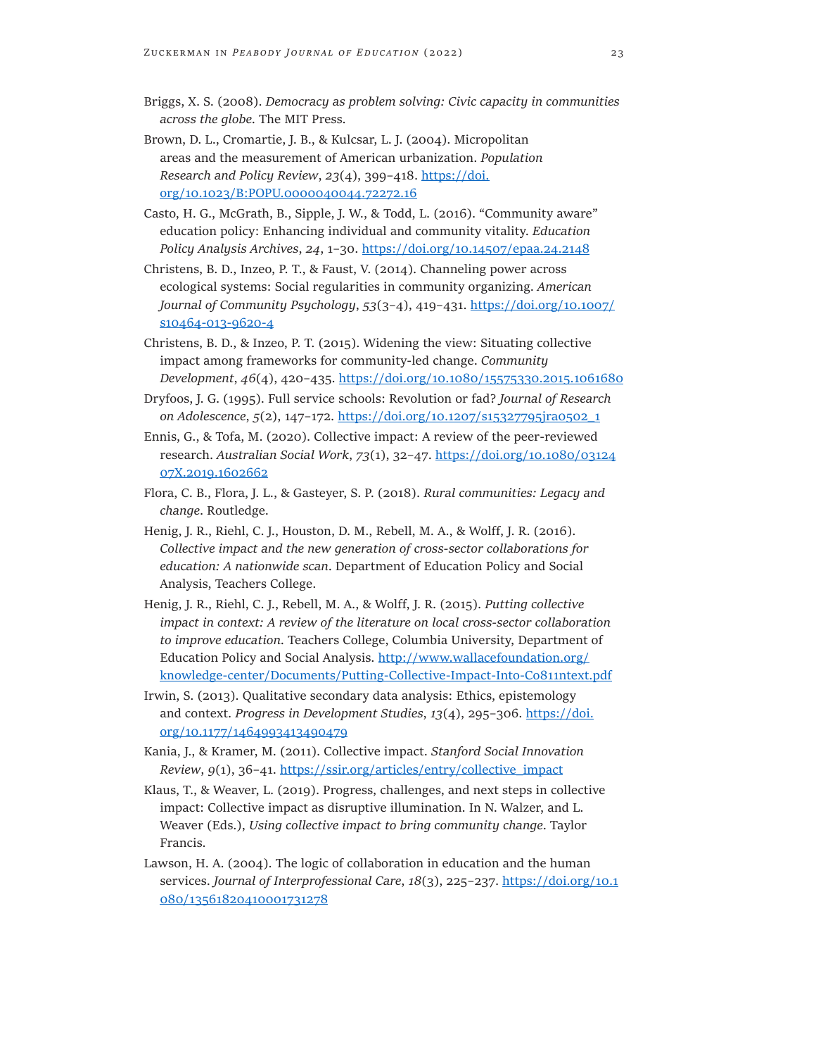Briggs, X. S. (2008). *Democracy as problem solving: Civic capacity in communities across the globe*. The MIT Press.

Brown, D. L., Cromartie, J. B., & Kulcsar, L. J. (2004). Micropolitan areas and the measurement of American urbanization. *Population Research and Policy Review*, *23*(4), 399–418. https://doi.org/10.1023/B:POPU.0000040044.72272.16

Casto, H. G., McGrath, B., Sipple, J. W., & Todd, L. (2016). "Community aware" education policy: Enhancing individual and community vitality. *Education Policy Analysis Archives*, *24*, 1–30. https://doi.org/10.14507/epaa.24.2148

Christens, B. D., Inzeo, P. T., & Faust, V. (2014). Channeling power across ecological systems: Social regularities in community organizing. *American Journal of Community Psychology*, *53*(3–4), 419–431. https://doi.org/10.1007/s10464-013-9620-4

Christens, B. D., & Inzeo, P. T. (2015). Widening the view: Situating collective impact among frameworks for community-led change. *Community Development*, *46*(4), 420–435. https://doi.org/10.1080/15575330.2015.1061680

Dryfoos, J. G. (1995). Full service schools: Revolution or fad? *Journal of Research on Adolescence*, *5*(2), 147–172. https://doi.org/10.1207/s15327795jra0502_1

Ennis, G., & Tofa, M. (2020). Collective impact: A review of the peer-reviewed research. *Australian Social Work*, *73*(1), 32–47. https://doi.org/10.1080/0312407X.2019.1602662

Flora, C. B., Flora, J. L., & Gasteyer, S. P. (2018). *Rural communities: Legacy and change*. Routledge.

Henig, J. R., Riehl, C. J., Houston, D. M., Rebell, M. A., & Wolff, J. R. (2016). *Collective impact and the new generation of cross-sector collaborations for education: A nationwide scan*. Department of Education Policy and Social Analysis, Teachers College.

Henig, J. R., Riehl, C. J., Rebell, M. A., & Wolff, J. R. (2015). *Putting collective impact in context: A review of the literature on local cross-sector collaboration to improve education*. Teachers College, Columbia University, Department of Education Policy and Social Analysis. http://www.wallacefoundation.org/knowledge-center/Documents/Putting-Collective-Impact-Into-Co811ntext.pdf

Irwin, S. (2013). Qualitative secondary data analysis: Ethics, epistemology and context. *Progress in Development Studies*, *13*(4), 295–306. https://doi.org/10.1177/1464993413490479

Kania, J., & Kramer, M. (2011). Collective impact. *Stanford Social Innovation Review*, *9*(1), 36–41. https://ssir.org/articles/entry/collective_impact

Klaus, T., & Weaver, L. (2019). Progress, challenges, and next steps in collective impact: Collective impact as disruptive illumination. In N. Walzer, and L. Weaver (Eds.), *Using collective impact to bring community change*. Taylor Francis.

Lawson, H. A. (2004). The logic of collaboration in education and the human services. *Journal of Interprofessional Care*, *18*(3), 225–237. https://doi.org/10.1080/13561820410001731278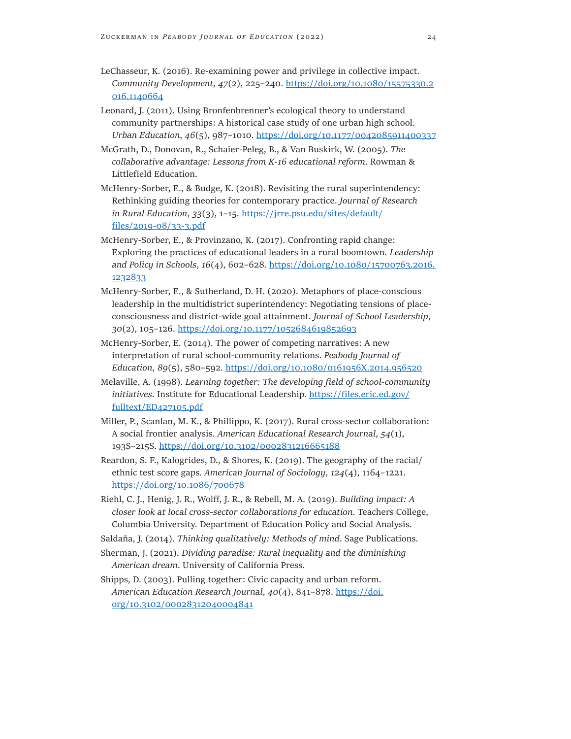LeChasseur, K. (2016). Re-examining power and privilege in collective impact. *Community Development*, *47*(2), 225–240. https://doi.org/10.1080/15575330.2016.1140664

Leonard, J. (2011). Using Bronfenbrenner's ecological theory to understand community partnerships: A historical case study of one urban high school. *Urban Education*, *46*(5), 987–1010. https://doi.org/10.1177/0042085911400337

McGrath, D., Donovan, R., Schaier-Peleg, B., & Van Buskirk, W. (2005). *The collaborative advantage: Lessons from K-16 educational reform*. Rowman & Littlefield Education.

McHenry-Sorber, E., & Budge, K. (2018). Revisiting the rural superintendency: Rethinking guiding theories for contemporary practice. *Journal of Research in Rural Education*, *33*(3), 1–15. https://jrre.psu.edu/sites/default/files/2019-08/33-3.pdf

McHenry-Sorber, E., & Provinzano, K. (2017). Confronting rapid change: Exploring the practices of educational leaders in a rural boomtown. *Leadership and Policy in Schools*, *16*(4), 602–628. https://doi.org/10.1080/15700763.2016.1232833

McHenry-Sorber, E., & Sutherland, D. H. (2020). Metaphors of place-conscious leadership in the multidistrict superintendency: Negotiating tensions of place-consciousness and district-wide goal attainment. *Journal of School Leadership*, *30*(2), 105–126. https://doi.org/10.1177/1052684619852693

McHenry-Sorber, E. (2014). The power of competing narratives: A new interpretation of rural school-community relations. *Peabody Journal of Education*, *89*(5), 580–592. https://doi.org/10.1080/0161956X.2014.956520

Melaville, A. (1998). *Learning together: The developing field of school-community initiatives*. Institute for Educational Leadership. https://files.eric.ed.gov/fulltext/ED427105.pdf

Miller, P., Scanlan, M. K., & Phillippo, K. (2017). Rural cross-sector collaboration: A social frontier analysis. *American Educational Research Journal*, *54*(1), 193S–215S. https://doi.org/10.3102/0002831216665188

Reardon, S. F., Kalogrides, D., & Shores, K. (2019). The geography of the racial/ethnic test score gaps. *American Journal of Sociology*, *124*(4), 1164–1221. https://doi.org/10.1086/700678

Riehl, C. J., Henig, J. R., Wolff, J. R., & Rebell, M. A. (2019). *Building impact: A closer look at local cross-sector collaborations for education*. Teachers College, Columbia University. Department of Education Policy and Social Analysis.

Saldaña, J. (2014). *Thinking qualitatively: Methods of mind*. Sage Publications.

Sherman, J. (2021). *Dividing paradise: Rural inequality and the diminishing American dream*. University of California Press.

Shipps, D. (2003). Pulling together: Civic capacity and urban reform. *American Education Research Journal*, *40*(4), 841–878. https://doi.org/10.3102/00028312040004841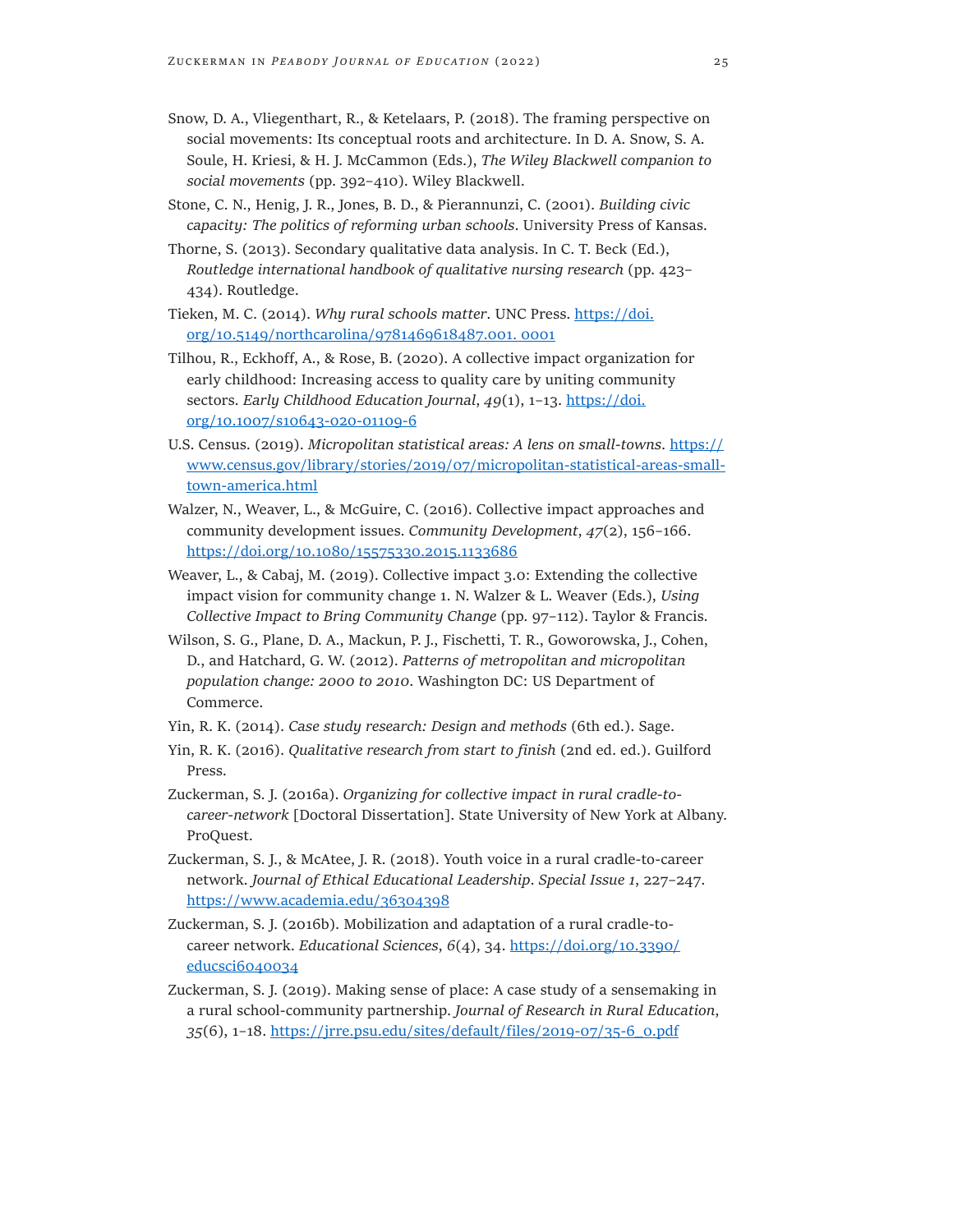Snow, D. A., Vliegenthart, R., & Ketelaars, P. (2018). The framing perspective on social movements: Its conceptual roots and architecture. In D. A. Snow, S. A. Soule, H. Kriesi, & H. J. McCammon (Eds.), *The Wiley Blackwell companion to social movements* (pp. 392–410). Wiley Blackwell.

Stone, C. N., Henig, J. R., Jones, B. D., & Pierannunzi, C. (2001). *Building civic capacity: The politics of reforming urban schools*. University Press of Kansas.

Thorne, S. (2013). Secondary qualitative data analysis. In C. T. Beck (Ed.), *Routledge international handbook of qualitative nursing research* (pp. 423–434). Routledge.

Tieken, M. C. (2014). *Why rural schools matter*. UNC Press. https://doi.org/10.5149/northcarolina/9781469618487.001. 0001

Tilhou, R., Eckhoff, A., & Rose, B. (2020). A collective impact organization for early childhood: Increasing access to quality care by uniting community sectors. *Early Childhood Education Journal*, *49*(1), 1–13. https://doi.org/10.1007/s10643-020-01109-6

U.S. Census. (2019). *Micropolitan statistical areas: A lens on small-towns*. https://www.census.gov/library/stories/2019/07/micropolitan-statistical-areas-small-town-america.html

Walzer, N., Weaver, L., & McGuire, C. (2016). Collective impact approaches and community development issues. *Community Development*, *47*(2), 156–166. https://doi.org/10.1080/15575330.2015.1133686

Weaver, L., & Cabaj, M. (2019). Collective impact 3.0: Extending the collective impact vision for community change 1. N. Walzer & L. Weaver (Eds.), *Using Collective Impact to Bring Community Change* (pp. 97–112). Taylor & Francis.

Wilson, S. G., Plane, D. A., Mackun, P. J., Fischetti, T. R., Goworowska, J., Cohen, D., and Hatchard, G. W. (2012). *Patterns of metropolitan and micropolitan population change: 2000 to 2010*. Washington DC: US Department of Commerce.

Yin, R. K. (2014). *Case study research: Design and methods* (6th ed.). Sage.

Yin, R. K. (2016). *Qualitative research from start to finish* (2nd ed. ed.). Guilford Press.

Zuckerman, S. J. (2016a). *Organizing for collective impact in rural cradle-to-career-network* [Doctoral Dissertation]. State University of New York at Albany. ProQuest.

Zuckerman, S. J., & McAtee, J. R. (2018). Youth voice in a rural cradle-to-career network. *Journal of Ethical Educational Leadership*. *Special Issue 1*, 227–247. https://www.academia.edu/36304398

Zuckerman, S. J. (2016b). Mobilization and adaptation of a rural cradle-to-career network. *Educational Sciences*, *6*(4), 34. https://doi.org/10.3390/educsci6040034

Zuckerman, S. J. (2019). Making sense of place: A case study of a sensemaking in a rural school-community partnership. *Journal of Research in Rural Education*, *35*(6), 1–18. https://jrre.psu.edu/sites/default/files/2019-07/35-6_0.pdf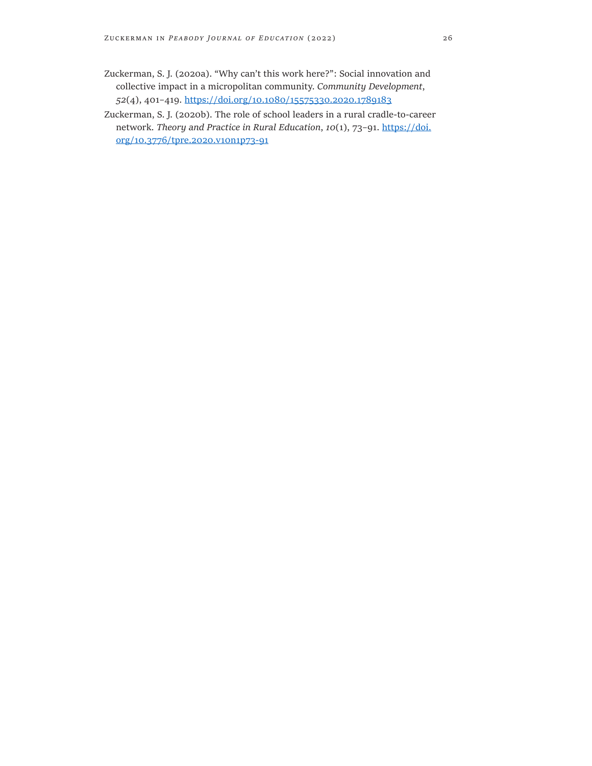Zuckerman, S. J. (2020a). “Why can’t this work here?”: Social innovation and collective impact in a micropolitan community. *Community Development*, *52*(4), 401–419. https://doi.org/10.1080/15575330.2020.1789183

Zuckerman, S. J. (2020b). The role of school leaders in a rural cradle-to-career network. *Theory and Practice in Rural Education*, *10*(1), 73–91. https://doi.org/10.3776/tpre.2020.v10n1p73-91